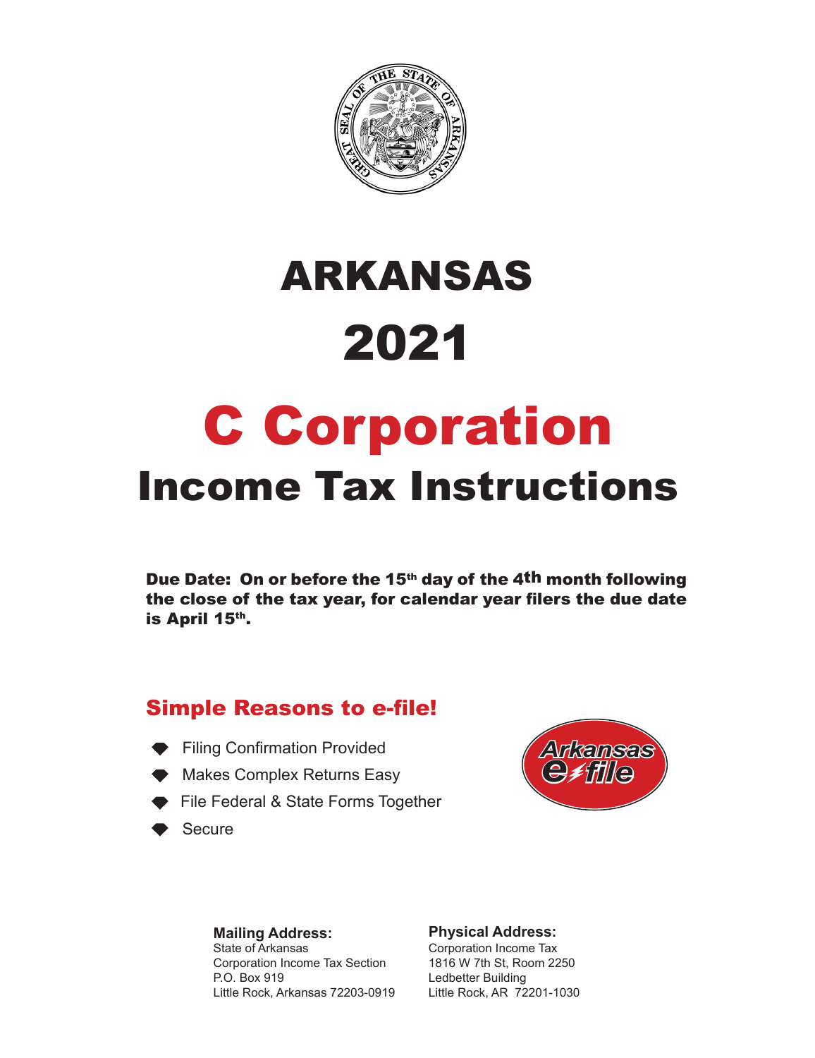# ARKANSAS

# 2021

# C Corporation

# Income Tax Instructions

**Due Date: On or before the 15th day of the 4th month following the close of the tax year, for calendar year filers the due date is April 15th.**

## Simple Reasons to e-file!

- Filing Confirmation Provided
- Makes Complex Returns Easy
- File Federal & State Forms Together
- Secure

Arkansas e-file

**Mailing Address:**
State of Arkansas
Corporation Income Tax Section
P.O. Box 919
Little Rock, Arkansas 72203-0919

**Physical Address:**
Corporation Income Tax
1816 W 7th St, Room 2250
Ledbetter Building
Little Rock, AR 72201-1030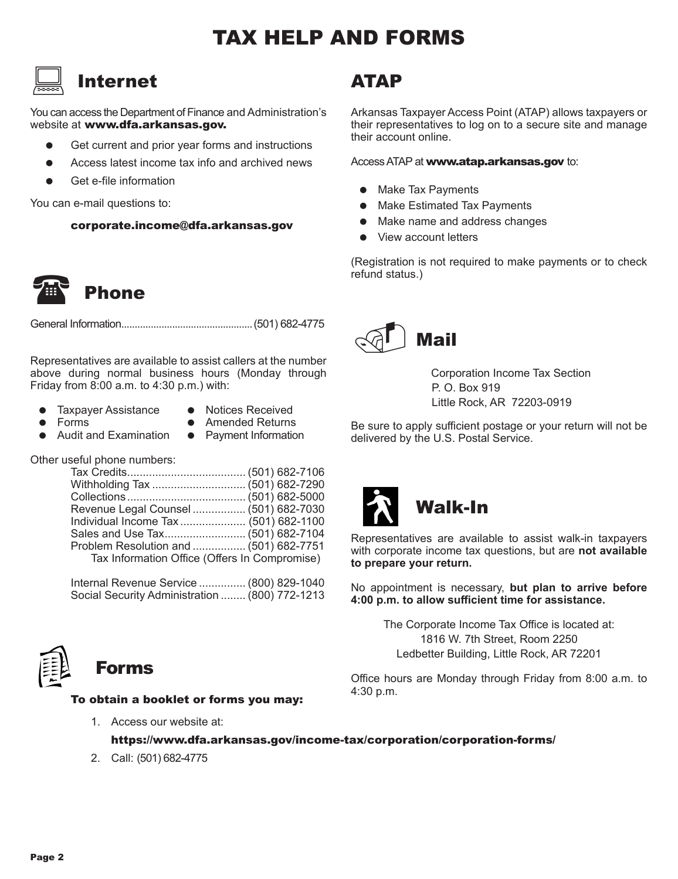# TAX HELP AND FORMS

## Internet

You can access the Department of Finance and Administration's website at **www.dfa.arkansas.gov.**

- Get current and prior year forms and instructions
- Access latest income tax info and archived news
- Get e-file information

You can e-mail questions to:

**corporate.income@dfa.arkansas.gov**

## Phone

General Information................................................(501) 682-4775

Representatives are available to assist callers at the number above during normal business hours (Monday through Friday from 8:00 a.m. to 4:30 p.m.) with:

- Taxpayer Assistance
- Forms
- Audit and Examination
- Notices Received
- Amended Returns
- Payment Information

Other useful phone numbers:

Tax Credits...................................... (501) 682-7106
Withholding Tax .............................. (501) 682-7290
Collections...................................... (501) 682-5000
Revenue Legal Counsel ................. (501) 682-7030
Individual Income Tax ..................... (501) 682-1100
Sales and Use Tax.......................... (501) 682-7104
Problem Resolution and ................. (501) 682-7751
Tax Information Office (Offers In Compromise)

Internal Revenue Service ............... (800) 829-1040
Social Security Administration ........ (800) 772-1213

## Forms

**To obtain a booklet or forms you may:**

1. Access our website at:
   **https://www.dfa.arkansas.gov/income-tax/corporation/corporation-forms/**
2. Call: (501) 682-4775

## ATAP

Arkansas Taxpayer Access Point (ATAP) allows taxpayers or their representatives to log on to a secure site and manage their account online.

Access ATAP at **www.atap.arkansas.gov** to:

- Make Tax Payments
- Make Estimated Tax Payments
- Make name and address changes
- View account letters

(Registration is not required to make payments or to check refund status.)

## Mail

Corporation Income Tax Section
P. O. Box 919
Little Rock, AR 72203-0919

Be sure to apply sufficient postage or your return will not be delivered by the U.S. Postal Service.

## Walk-In

Representatives are available to assist walk-in taxpayers with corporate income tax questions, but are **not available to prepare your return.**

No appointment is necessary, **but plan to arrive before 4:00 p.m. to allow sufficient time for assistance.**

The Corporate Income Tax Office is located at:
1816 W. 7th Street, Room 2250
Ledbetter Building, Little Rock, AR 72201

Office hours are Monday through Friday from 8:00 a.m. to 4:30 p.m.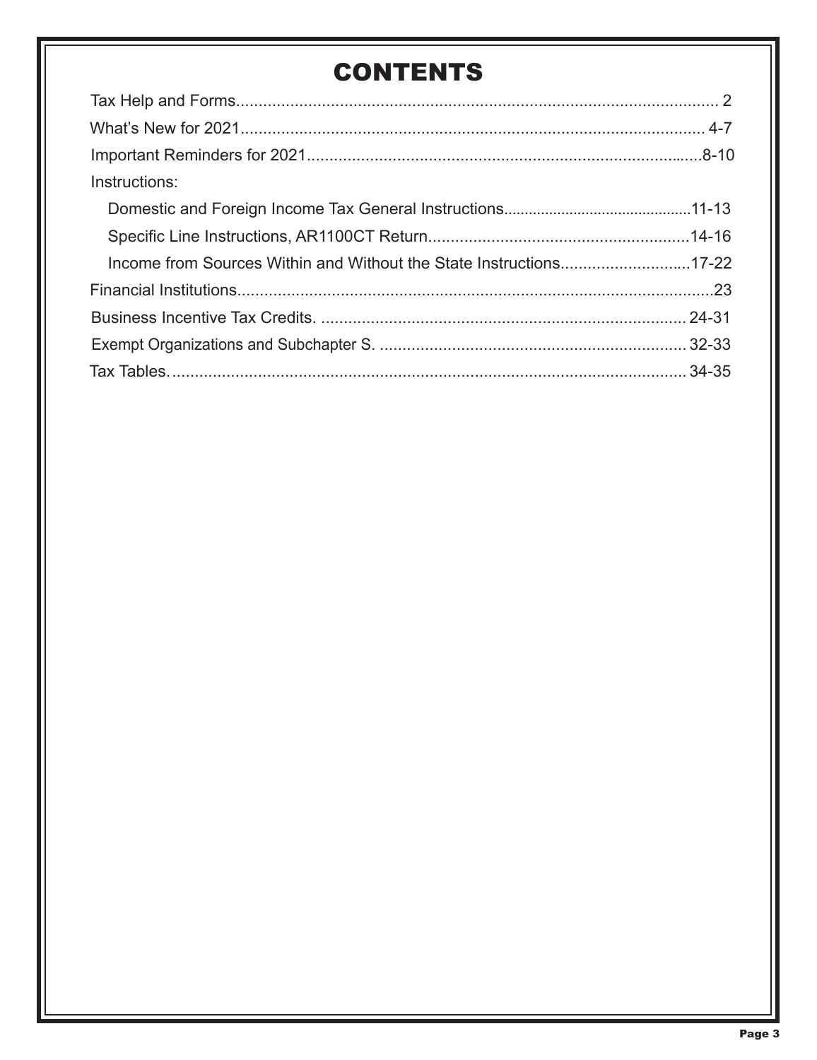# CONTENTS

| | |
|---|---|
| Tax Help and Forms | 2 |
| What's New for 2021 | 4-7 |
| Important Reminders for 2021 | 8-10 |
| Instructions: | |
| Domestic and Foreign Income Tax General Instructions | 11-13 |
| Specific Line Instructions, AR1100CT Return | 14-16 |
| Income from Sources Within and Without the State Instructions | 17-22 |
| Financial Institutions | 23 |
| Business Incentive Tax Credits. | 24-31 |
| Exempt Organizations and Subchapter S. | 32-33 |
| Tax Tables. | 34-35 |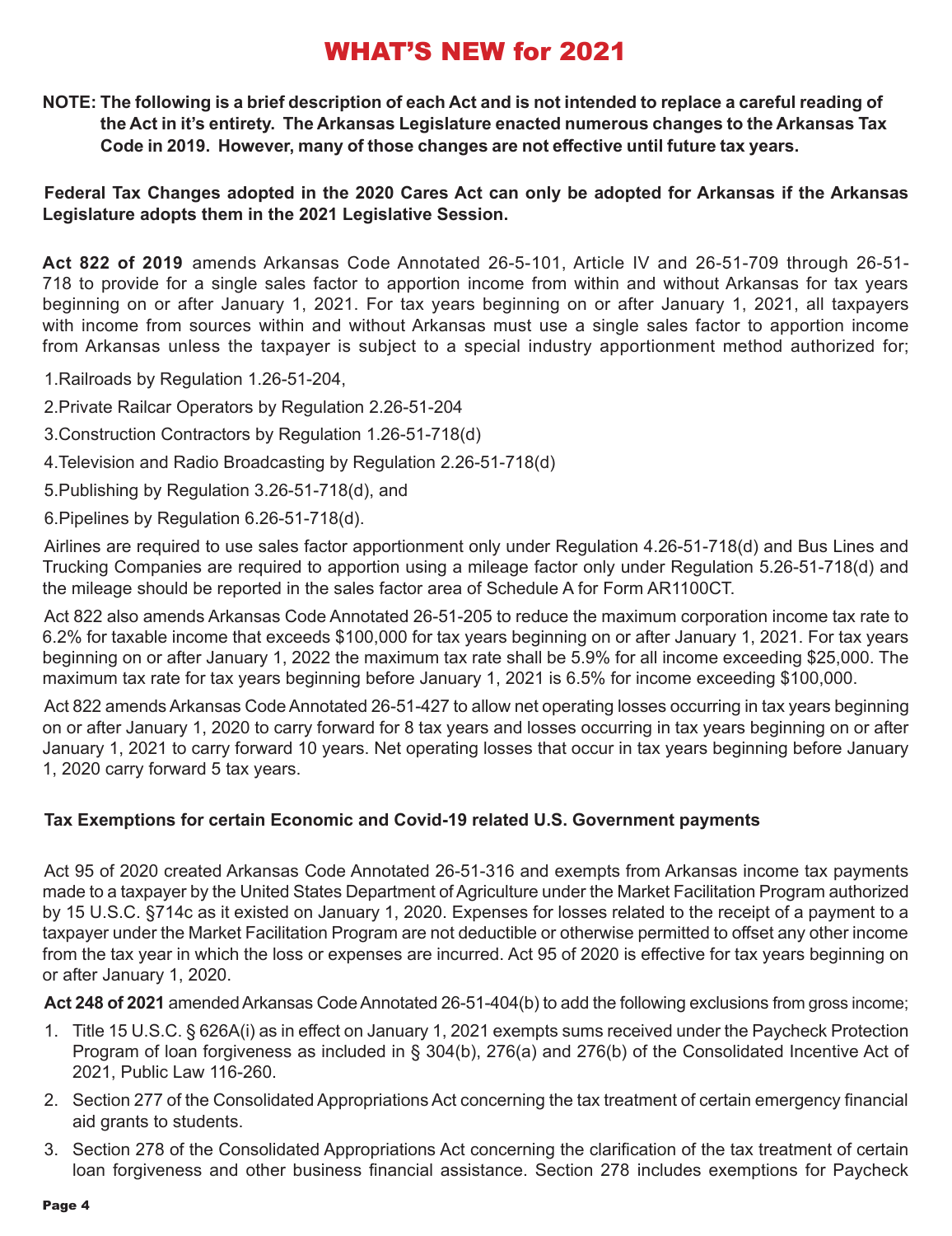# WHAT'S NEW for 2021

**NOTE: The following is a brief description of each Act and is not intended to replace a careful reading of the Act in it's entirety. The Arkansas Legislature enacted numerous changes to the Arkansas Tax Code in 2019. However, many of those changes are not effective until future tax years.**

**Federal Tax Changes adopted in the 2020 Cares Act can only be adopted for Arkansas if the Arkansas Legislature adopts them in the 2021 Legislative Session.**

**Act 822 of 2019** amends Arkansas Code Annotated 26-5-101, Article IV and 26-51-709 through 26-51-718 to provide for a single sales factor to apportion income from within and without Arkansas for tax years beginning on or after January 1, 2021. For tax years beginning on or after January 1, 2021, all taxpayers with income from sources within and without Arkansas must use a single sales factor to apportion income from Arkansas unless the taxpayer is subject to a special industry apportionment method authorized for;

1. Railroads by Regulation 1.26-51-204,
2. Private Railcar Operators by Regulation 2.26-51-204
3. Construction Contractors by Regulation 1.26-51-718(d)
4. Television and Radio Broadcasting by Regulation 2.26-51-718(d)
5. Publishing by Regulation 3.26-51-718(d), and
6. Pipelines by Regulation 6.26-51-718(d).

Airlines are required to use sales factor apportionment only under Regulation 4.26-51-718(d) and Bus Lines and Trucking Companies are required to apportion using a mileage factor only under Regulation 5.26-51-718(d) and the mileage should be reported in the sales factor area of Schedule A for Form AR1100CT.

Act 822 also amends Arkansas Code Annotated 26-51-205 to reduce the maximum corporation income tax rate to 6.2% for taxable income that exceeds $100,000 for tax years beginning on or after January 1, 2021. For tax years beginning on or after January 1, 2022 the maximum tax rate shall be 5.9% for all income exceeding $25,000. The maximum tax rate for tax years beginning before January 1, 2021 is 6.5% for income exceeding $100,000.

Act 822 amends Arkansas Code Annotated 26-51-427 to allow net operating losses occurring in tax years beginning on or after January 1, 2020 to carry forward for 8 tax years and losses occurring in tax years beginning on or after January 1, 2021 to carry forward 10 years. Net operating losses that occur in tax years beginning before January 1, 2020 carry forward 5 tax years.

**Tax Exemptions for certain Economic and Covid-19 related U.S. Government payments**

Act 95 of 2020 created Arkansas Code Annotated 26-51-316 and exempts from Arkansas income tax payments made to a taxpayer by the United States Department of Agriculture under the Market Facilitation Program authorized by 15 U.S.C. §714c as it existed on January 1, 2020. Expenses for losses related to the receipt of a payment to a taxpayer under the Market Facilitation Program are not deductible or otherwise permitted to offset any other income from the tax year in which the loss or expenses are incurred. Act 95 of 2020 is effective for tax years beginning on or after January 1, 2020.

**Act 248 of 2021** amended Arkansas Code Annotated 26-51-404(b) to add the following exclusions from gross income;

1. Title 15 U.S.C. § 626A(i) as in effect on January 1, 2021 exempts sums received under the Paycheck Protection Program of loan forgiveness as included in § 304(b), 276(a) and 276(b) of the Consolidated Incentive Act of 2021, Public Law 116-260.
2. Section 277 of the Consolidated Appropriations Act concerning the tax treatment of certain emergency financial aid grants to students.
3. Section 278 of the Consolidated Appropriations Act concerning the clarification of the tax treatment of certain loan forgiveness and other business financial assistance. Section 278 includes exemptions for Paycheck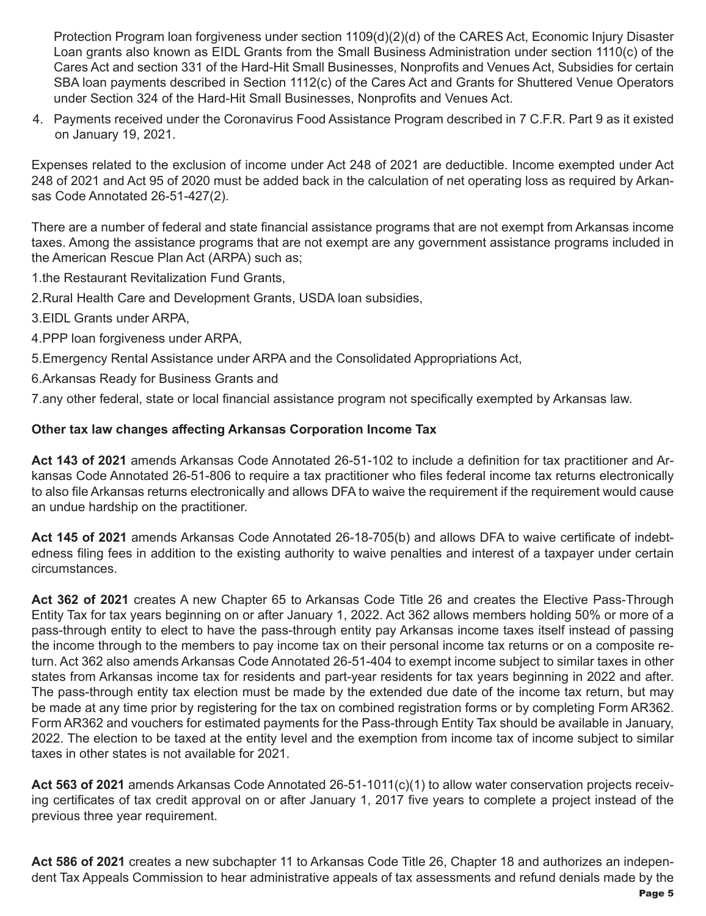Protection Program loan forgiveness under section 1109(d)(2)(d) of the CARES Act, Economic Injury Disaster Loan grants also known as EIDL Grants from the Small Business Administration under section 1110(c) of the Cares Act and section 331 of the Hard-Hit Small Businesses, Nonprofits and Venues Act, Subsidies for certain SBA loan payments described in Section 1112(c) of the Cares Act and Grants for Shuttered Venue Operators under Section 324 of the Hard-Hit Small Businesses, Nonprofits and Venues Act.

4. Payments received under the Coronavirus Food Assistance Program described in 7 C.F.R. Part 9 as it existed on January 19, 2021.

Expenses related to the exclusion of income under Act 248 of 2021 are deductible. Income exempted under Act 248 of 2021 and Act 95 of 2020 must be added back in the calculation of net operating loss as required by Arkansas Code Annotated 26-51-427(2).

There are a number of federal and state financial assistance programs that are not exempt from Arkansas income taxes. Among the assistance programs that are not exempt are any government assistance programs included in the American Rescue Plan Act (ARPA) such as;

1. the Restaurant Revitalization Fund Grants,
2. Rural Health Care and Development Grants, USDA loan subsidies,
3. EIDL Grants under ARPA,
4. PPP loan forgiveness under ARPA,
5. Emergency Rental Assistance under ARPA and the Consolidated Appropriations Act,
6. Arkansas Ready for Business Grants and
7. any other federal, state or local financial assistance program not specifically exempted by Arkansas law.

**Other tax law changes affecting Arkansas Corporation Income Tax**

**Act 143 of 2021** amends Arkansas Code Annotated 26-51-102 to include a definition for tax practitioner and Arkansas Code Annotated 26-51-806 to require a tax practitioner who files federal income tax returns electronically to also file Arkansas returns electronically and allows DFA to waive the requirement if the requirement would cause an undue hardship on the practitioner.

**Act 145 of 2021** amends Arkansas Code Annotated 26-18-705(b) and allows DFA to waive certificate of indebtedness filing fees in addition to the existing authority to waive penalties and interest of a taxpayer under certain circumstances.

**Act 362 of 2021** creates A new Chapter 65 to Arkansas Code Title 26 and creates the Elective Pass-Through Entity Tax for tax years beginning on or after January 1, 2022. Act 362 allows members holding 50% or more of a pass-through entity to elect to have the pass-through entity pay Arkansas income taxes itself instead of passing the income through to the members to pay income tax on their personal income tax returns or on a composite return. Act 362 also amends Arkansas Code Annotated 26-51-404 to exempt income subject to similar taxes in other states from Arkansas income tax for residents and part-year residents for tax years beginning in 2022 and after. The pass-through entity tax election must be made by the extended due date of the income tax return, but may be made at any time prior by registering for the tax on combined registration forms or by completing Form AR362. Form AR362 and vouchers for estimated payments for the Pass-through Entity Tax should be available in January, 2022. The election to be taxed at the entity level and the exemption from income tax of income subject to similar taxes in other states is not available for 2021.

**Act 563 of 2021** amends Arkansas Code Annotated 26-51-1011(c)(1) to allow water conservation projects receiving certificates of tax credit approval on or after January 1, 2017 five years to complete a project instead of the previous three year requirement.

**Act 586 of 2021** creates a new subchapter 11 to Arkansas Code Title 26, Chapter 18 and authorizes an independent Tax Appeals Commission to hear administrative appeals of tax assessments and refund denials made by the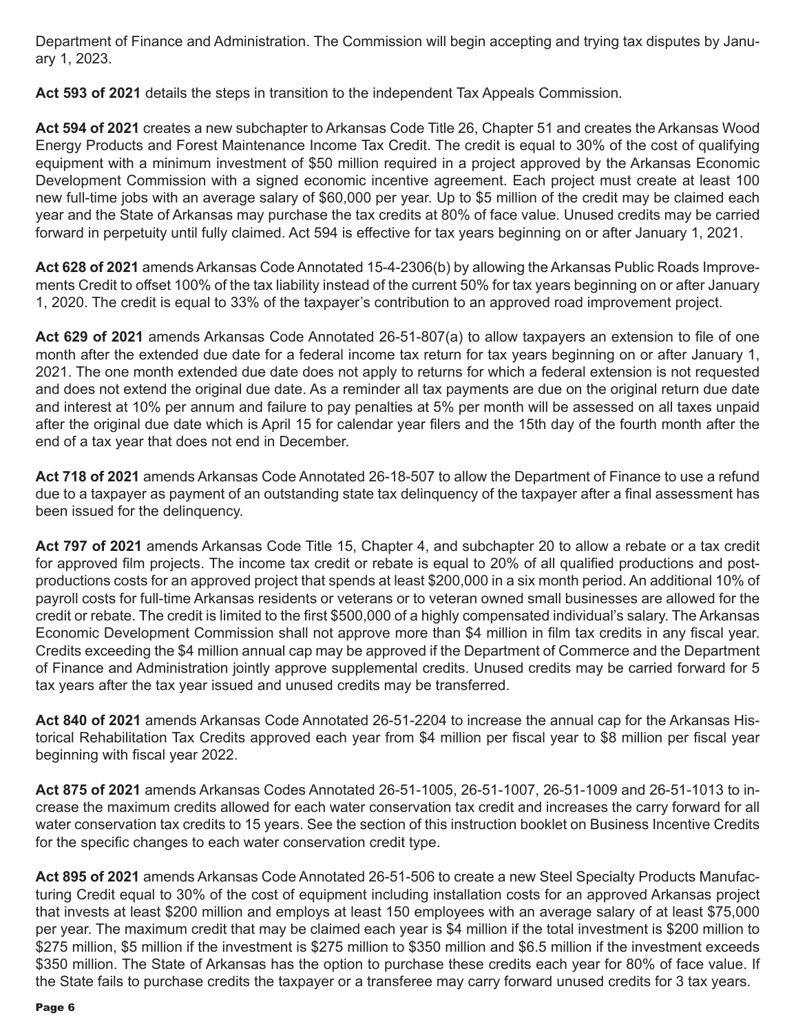Department of Finance and Administration. The Commission will begin accepting and trying tax disputes by January 1, 2023.

**Act 593 of 2021** details the steps in transition to the independent Tax Appeals Commission.

**Act 594 of 2021** creates a new subchapter to Arkansas Code Title 26, Chapter 51 and creates the Arkansas Wood Energy Products and Forest Maintenance Income Tax Credit. The credit is equal to 30% of the cost of qualifying equipment with a minimum investment of $50 million required in a project approved by the Arkansas Economic Development Commission with a signed economic incentive agreement. Each project must create at least 100 new full-time jobs with an average salary of $60,000 per year. Up to $5 million of the credit may be claimed each year and the State of Arkansas may purchase the tax credits at 80% of face value. Unused credits may be carried forward in perpetuity until fully claimed. Act 594 is effective for tax years beginning on or after January 1, 2021.

**Act 628 of 2021** amends Arkansas Code Annotated 15-4-2306(b) by allowing the Arkansas Public Roads Improvements Credit to offset 100% of the tax liability instead of the current 50% for tax years beginning on or after January 1, 2020. The credit is equal to 33% of the taxpayer's contribution to an approved road improvement project.

**Act 629 of 2021** amends Arkansas Code Annotated 26-51-807(a) to allow taxpayers an extension to file of one month after the extended due date for a federal income tax return for tax years beginning on or after January 1, 2021. The one month extended due date does not apply to returns for which a federal extension is not requested and does not extend the original due date. As a reminder all tax payments are due on the original return due date and interest at 10% per annum and failure to pay penalties at 5% per month will be assessed on all taxes unpaid after the original due date which is April 15 for calendar year filers and the 15th day of the fourth month after the end of a tax year that does not end in December.

**Act 718 of 2021** amends Arkansas Code Annotated 26-18-507 to allow the Department of Finance to use a refund due to a taxpayer as payment of an outstanding state tax delinquency of the taxpayer after a final assessment has been issued for the delinquency.

**Act 797 of 2021** amends Arkansas Code Title 15, Chapter 4, and subchapter 20 to allow a rebate or a tax credit for approved film projects. The income tax credit or rebate is equal to 20% of all qualified productions and post-productions costs for an approved project that spends at least $200,000 in a six month period. An additional 10% of payroll costs for full-time Arkansas residents or veterans or to veteran owned small businesses are allowed for the credit or rebate. The credit is limited to the first $500,000 of a highly compensated individual's salary. The Arkansas Economic Development Commission shall not approve more than $4 million in film tax credits in any fiscal year. Credits exceeding the $4 million annual cap may be approved if the Department of Commerce and the Department of Finance and Administration jointly approve supplemental credits. Unused credits may be carried forward for 5 tax years after the tax year issued and unused credits may be transferred.

**Act 840 of 2021** amends Arkansas Code Annotated 26-51-2204 to increase the annual cap for the Arkansas Historical Rehabilitation Tax Credits approved each year from $4 million per fiscal year to $8 million per fiscal year beginning with fiscal year 2022.

**Act 875 of 2021** amends Arkansas Codes Annotated 26-51-1005, 26-51-1007, 26-51-1009 and 26-51-1013 to increase the maximum credits allowed for each water conservation tax credit and increases the carry forward for all water conservation tax credits to 15 years. See the section of this instruction booklet on Business Incentive Credits for the specific changes to each water conservation credit type.

**Act 895 of 2021** amends Arkansas Code Annotated 26-51-506 to create a new Steel Specialty Products Manufacturing Credit equal to 30% of the cost of equipment including installation costs for an approved Arkansas project that invests at least $200 million and employs at least 150 employees with an average salary of at least $75,000 per year. The maximum credit that may be claimed each year is $4 million if the total investment is $200 million to $275 million, $5 million if the investment is $275 million to $350 million and $6.5 million if the investment exceeds $350 million. The State of Arkansas has the option to purchase these credits each year for 80% of face value. If the State fails to purchase credits the taxpayer or a transferee may carry forward unused credits for 3 tax years.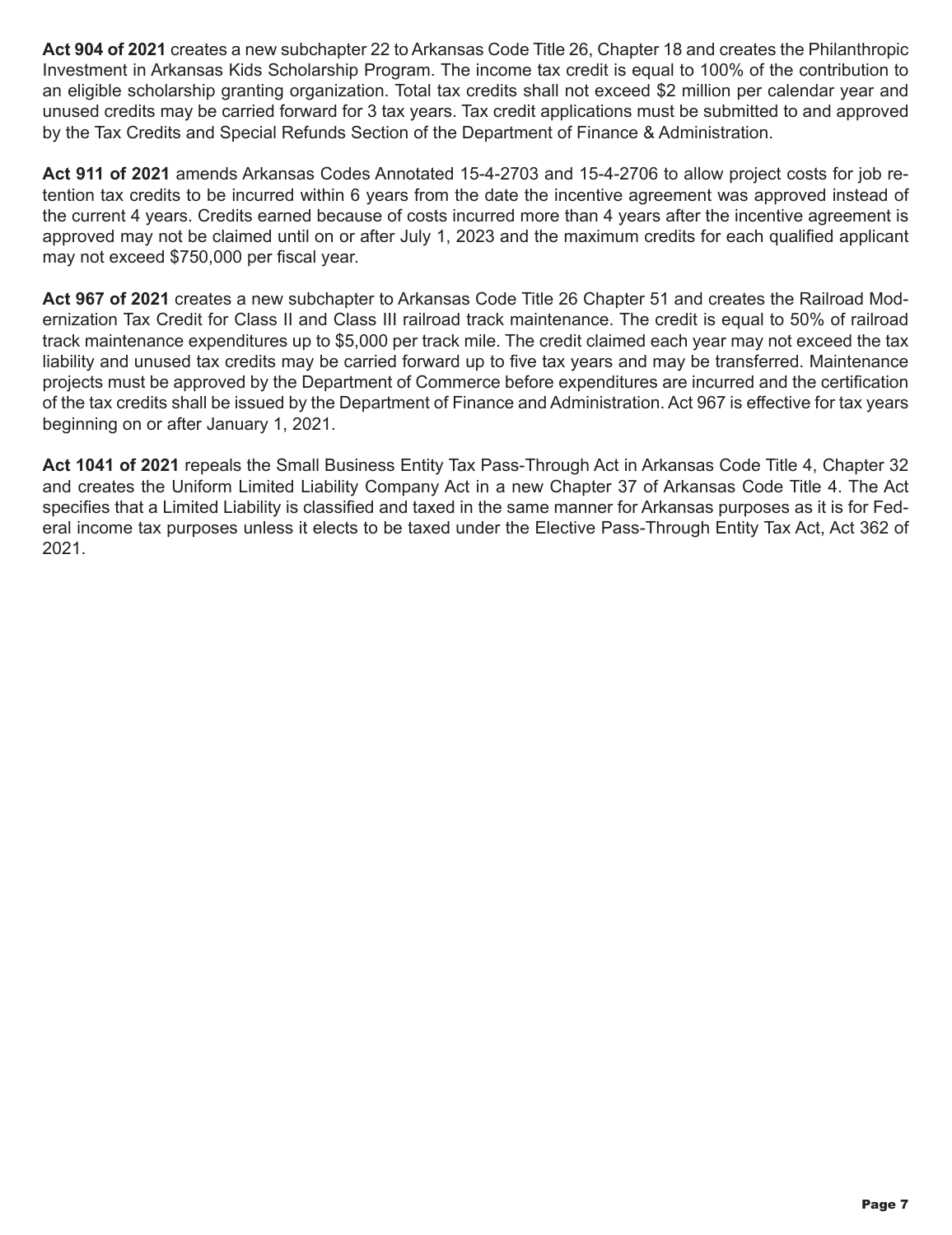**Act 904 of 2021** creates a new subchapter 22 to Arkansas Code Title 26, Chapter 18 and creates the Philanthropic Investment in Arkansas Kids Scholarship Program. The income tax credit is equal to 100% of the contribution to an eligible scholarship granting organization. Total tax credits shall not exceed $2 million per calendar year and unused credits may be carried forward for 3 tax years. Tax credit applications must be submitted to and approved by the Tax Credits and Special Refunds Section of the Department of Finance & Administration.

**Act 911 of 2021** amends Arkansas Codes Annotated 15-4-2703 and 15-4-2706 to allow project costs for job retention tax credits to be incurred within 6 years from the date the incentive agreement was approved instead of the current 4 years. Credits earned because of costs incurred more than 4 years after the incentive agreement is approved may not be claimed until on or after July 1, 2023 and the maximum credits for each qualified applicant may not exceed $750,000 per fiscal year.

**Act 967 of 2021** creates a new subchapter to Arkansas Code Title 26 Chapter 51 and creates the Railroad Modernization Tax Credit for Class II and Class III railroad track maintenance. The credit is equal to 50% of railroad track maintenance expenditures up to $5,000 per track mile. The credit claimed each year may not exceed the tax liability and unused tax credits may be carried forward up to five tax years and may be transferred. Maintenance projects must be approved by the Department of Commerce before expenditures are incurred and the certification of the tax credits shall be issued by the Department of Finance and Administration. Act 967 is effective for tax years beginning on or after January 1, 2021.

**Act 1041 of 2021** repeals the Small Business Entity Tax Pass-Through Act in Arkansas Code Title 4, Chapter 32 and creates the Uniform Limited Liability Company Act in a new Chapter 37 of Arkansas Code Title 4. The Act specifies that a Limited Liability is classified and taxed in the same manner for Arkansas purposes as it is for Federal income tax purposes unless it elects to be taxed under the Elective Pass-Through Entity Tax Act, Act 362 of 2021.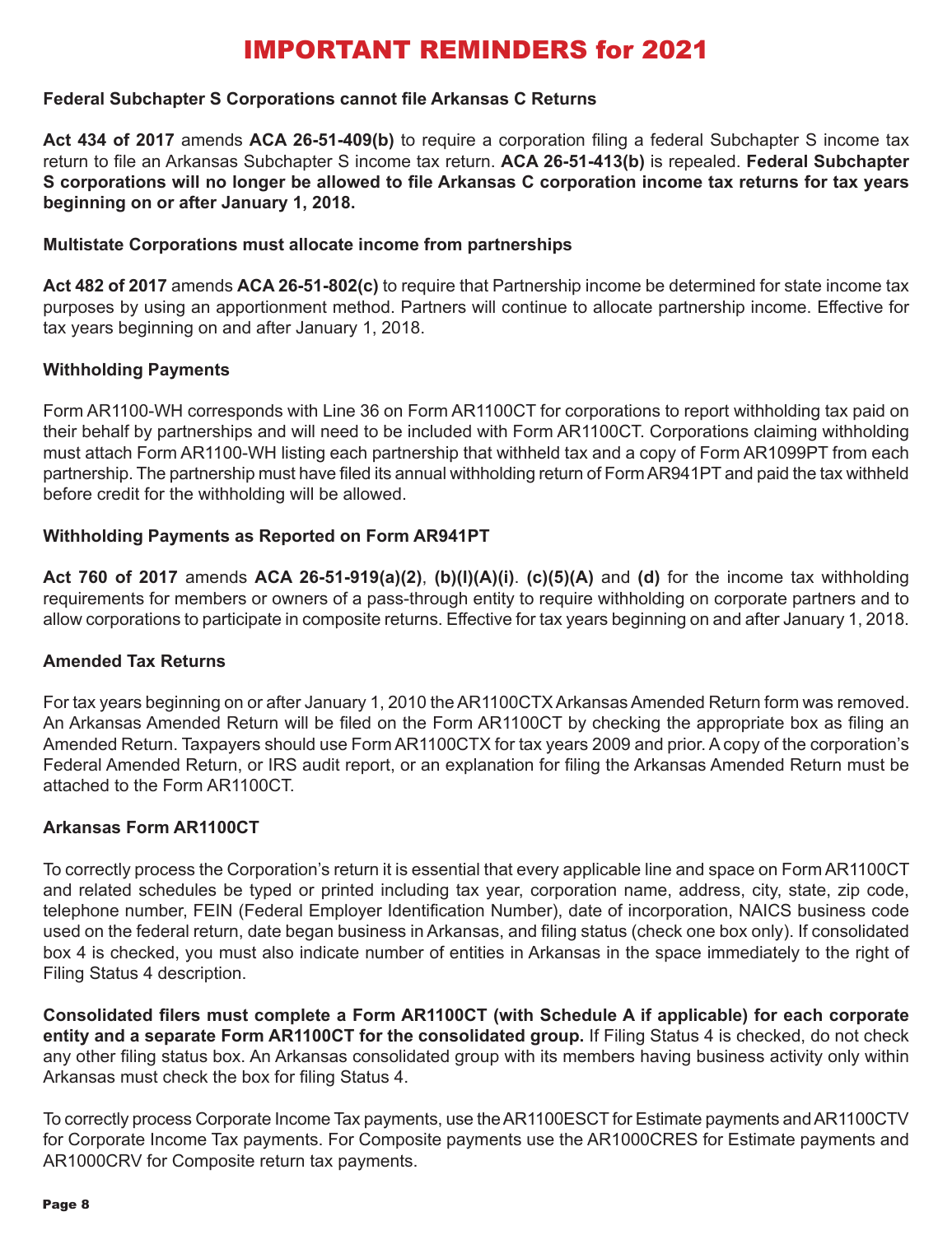# IMPORTANT REMINDERS for 2021

### Federal Subchapter S Corporations cannot file Arkansas C Returns

**Act 434 of 2017** amends **ACA 26-51-409(b)** to require a corporation filing a federal Subchapter S income tax return to file an Arkansas Subchapter S income tax return. **ACA 26-51-413(b)** is repealed. **Federal Subchapter S corporations will no longer be allowed to file Arkansas C corporation income tax returns for tax years beginning on or after January 1, 2018.**

### Multistate Corporations must allocate income from partnerships

**Act 482 of 2017** amends **ACA 26-51-802(c)** to require that Partnership income be determined for state income tax purposes by using an apportionment method. Partners will continue to allocate partnership income. Effective for tax years beginning on and after January 1, 2018.

### Withholding Payments

Form AR1100-WH corresponds with Line 36 on Form AR1100CT for corporations to report withholding tax paid on their behalf by partnerships and will need to be included with Form AR1100CT. Corporations claiming withholding must attach Form AR1100-WH listing each partnership that withheld tax and a copy of Form AR1099PT from each partnership. The partnership must have filed its annual withholding return of Form AR941PT and paid the tax withheld before credit for the withholding will be allowed.

### Withholding Payments as Reported on Form AR941PT

**Act 760 of 2017** amends **ACA 26-51-919(a)(2)**, **(b)(l)(A)(i)**. **(c)(5)(A)** and **(d)** for the income tax withholding requirements for members or owners of a pass-through entity to require withholding on corporate partners and to allow corporations to participate in composite returns. Effective for tax years beginning on and after January 1, 2018.

### Amended Tax Returns

For tax years beginning on or after January 1, 2010 the AR1100CTX Arkansas Amended Return form was removed. An Arkansas Amended Return will be filed on the Form AR1100CT by checking the appropriate box as filing an Amended Return. Taxpayers should use Form AR1100CTX for tax years 2009 and prior. A copy of the corporation's Federal Amended Return, or IRS audit report, or an explanation for filing the Arkansas Amended Return must be attached to the Form AR1100CT.

### Arkansas Form AR1100CT

To correctly process the Corporation's return it is essential that every applicable line and space on Form AR1100CT and related schedules be typed or printed including tax year, corporation name, address, city, state, zip code, telephone number, FEIN (Federal Employer Identification Number), date of incorporation, NAICS business code used on the federal return, date began business in Arkansas, and filing status (check one box only). If consolidated box 4 is checked, you must also indicate number of entities in Arkansas in the space immediately to the right of Filing Status 4 description.

**Consolidated filers must complete a Form AR1100CT (with Schedule A if applicable) for each corporate entity and a separate Form AR1100CT for the consolidated group.** If Filing Status 4 is checked, do not check any other filing status box. An Arkansas consolidated group with its members having business activity only within Arkansas must check the box for filing Status 4.

To correctly process Corporate Income Tax payments, use the AR1100ESCT for Estimate payments and AR1100CTV for Corporate Income Tax payments. For Composite payments use the AR1000CRES for Estimate payments and AR1000CRV for Composite return tax payments.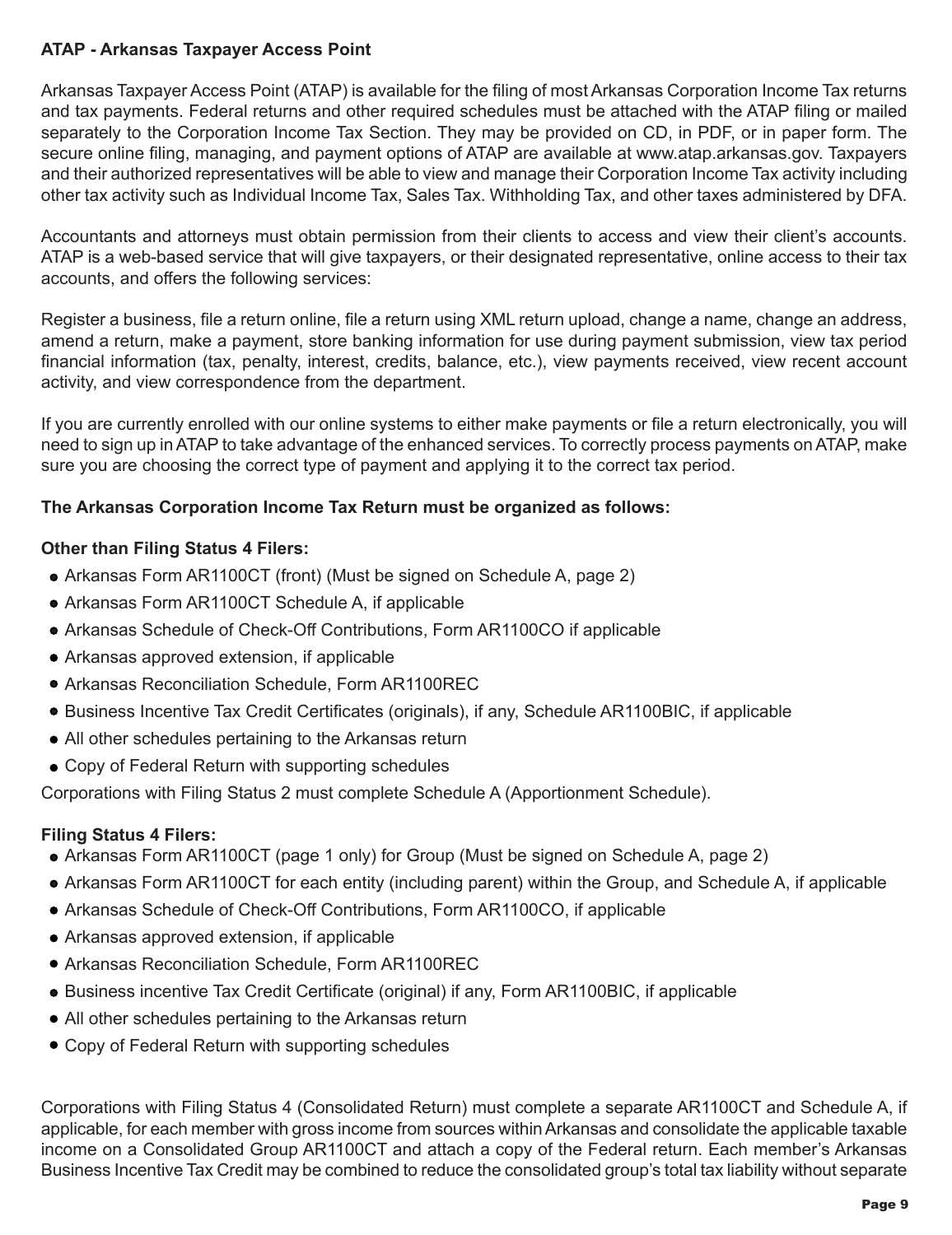**ATAP - Arkansas Taxpayer Access Point**

Arkansas Taxpayer Access Point (ATAP) is available for the filing of most Arkansas Corporation Income Tax returns and tax payments. Federal returns and other required schedules must be attached with the ATAP filing or mailed separately to the Corporation Income Tax Section. They may be provided on CD, in PDF, or in paper form. The secure online filing, managing, and payment options of ATAP are available at www.atap.arkansas.gov. Taxpayers and their authorized representatives will be able to view and manage their Corporation Income Tax activity including other tax activity such as Individual Income Tax, Sales Tax. Withholding Tax, and other taxes administered by DFA.

Accountants and attorneys must obtain permission from their clients to access and view their client's accounts. ATAP is a web-based service that will give taxpayers, or their designated representative, online access to their tax accounts, and offers the following services:

Register a business, file a return online, file a return using XML return upload, change a name, change an address, amend a return, make a payment, store banking information for use during payment submission, view tax period financial information (tax, penalty, interest, credits, balance, etc.), view payments received, view recent account activity, and view correspondence from the department.

If you are currently enrolled with our online systems to either make payments or file a return electronically, you will need to sign up in ATAP to take advantage of the enhanced services. To correctly process payments on ATAP, make sure you are choosing the correct type of payment and applying it to the correct tax period.

**The Arkansas Corporation Income Tax Return must be organized as follows:**

**Other than Filing Status 4 Filers:**

- Arkansas Form AR1100CT (front) (Must be signed on Schedule A, page 2)
- Arkansas Form AR1100CT Schedule A, if applicable
- Arkansas Schedule of Check-Off Contributions, Form AR1100CO if applicable
- Arkansas approved extension, if applicable
- Arkansas Reconciliation Schedule, Form AR1100REC
- Business Incentive Tax Credit Certificates (originals), if any, Schedule AR1100BIC, if applicable
- All other schedules pertaining to the Arkansas return
- Copy of Federal Return with supporting schedules

Corporations with Filing Status 2 must complete Schedule A (Apportionment Schedule).

**Filing Status 4 Filers:**

- Arkansas Form AR1100CT (page 1 only) for Group (Must be signed on Schedule A, page 2)
- Arkansas Form AR1100CT for each entity (including parent) within the Group, and Schedule A, if applicable
- Arkansas Schedule of Check-Off Contributions, Form AR1100CO, if applicable
- Arkansas approved extension, if applicable
- Arkansas Reconciliation Schedule, Form AR1100REC
- Business incentive Tax Credit Certificate (original) if any, Form AR1100BIC, if applicable
- All other schedules pertaining to the Arkansas return
- Copy of Federal Return with supporting schedules

Corporations with Filing Status 4 (Consolidated Return) must complete a separate AR1100CT and Schedule A, if applicable, for each member with gross income from sources within Arkansas and consolidate the applicable taxable income on a Consolidated Group AR1100CT and attach a copy of the Federal return. Each member's Arkansas Business Incentive Tax Credit may be combined to reduce the consolidated group's total tax liability without separate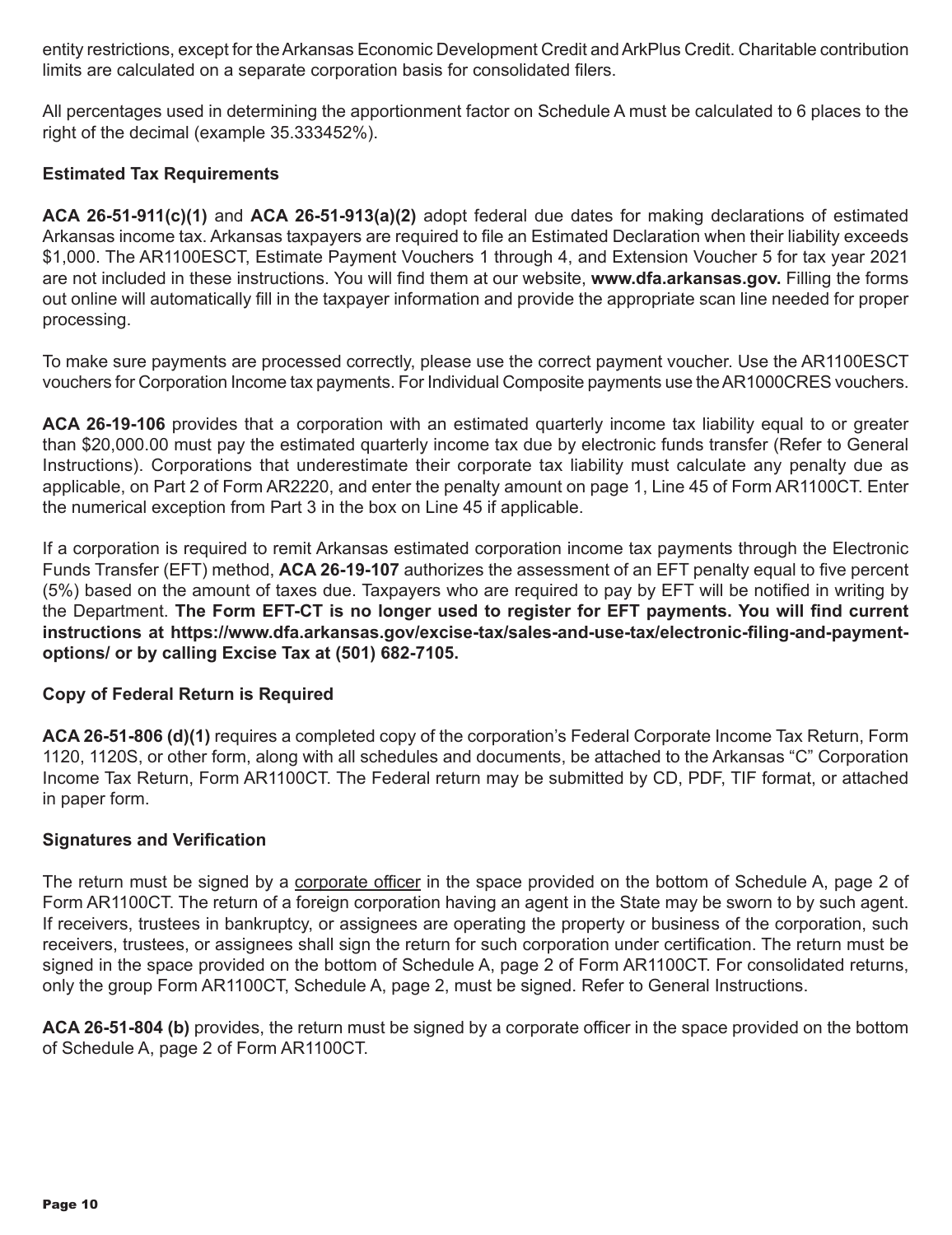entity restrictions, except for the Arkansas Economic Development Credit and ArkPlus Credit. Charitable contribution limits are calculated on a separate corporation basis for consolidated filers.

All percentages used in determining the apportionment factor on Schedule A must be calculated to 6 places to the right of the decimal (example 35.333452%).

**Estimated Tax Requirements**

**ACA 26-51-911(c)(1)** and **ACA 26-51-913(a)(2)** adopt federal due dates for making declarations of estimated Arkansas income tax. Arkansas taxpayers are required to file an Estimated Declaration when their liability exceeds $1,000. The AR1100ESCT, Estimate Payment Vouchers 1 through 4, and Extension Voucher 5 for tax year 2021 are not included in these instructions. You will find them at our website, **www.dfa.arkansas.gov.** Filling the forms out online will automatically fill in the taxpayer information and provide the appropriate scan line needed for proper processing.

To make sure payments are processed correctly, please use the correct payment voucher. Use the AR1100ESCT vouchers for Corporation Income tax payments. For Individual Composite payments use the AR1000CRES vouchers.

**ACA 26-19-106** provides that a corporation with an estimated quarterly income tax liability equal to or greater than $20,000.00 must pay the estimated quarterly income tax due by electronic funds transfer (Refer to General Instructions). Corporations that underestimate their corporate tax liability must calculate any penalty due as applicable, on Part 2 of Form AR2220, and enter the penalty amount on page 1, Line 45 of Form AR1100CT. Enter the numerical exception from Part 3 in the box on Line 45 if applicable.

If a corporation is required to remit Arkansas estimated corporation income tax payments through the Electronic Funds Transfer (EFT) method, **ACA 26-19-107** authorizes the assessment of an EFT penalty equal to five percent (5%) based on the amount of taxes due. Taxpayers who are required to pay by EFT will be notified in writing by the Department. **The Form EFT-CT is no longer used to register for EFT payments. You will find current instructions at https://www.dfa.arkansas.gov/excise-tax/sales-and-use-tax/electronic-filing-and-payment-options/ or by calling Excise Tax at (501) 682-7105.**

**Copy of Federal Return is Required**

**ACA 26-51-806 (d)(1)** requires a completed copy of the corporation's Federal Corporate Income Tax Return, Form 1120, 1120S, or other form, along with all schedules and documents, be attached to the Arkansas "C" Corporation Income Tax Return, Form AR1100CT. The Federal return may be submitted by CD, PDF, TIF format, or attached in paper form.

**Signatures and Verification**

The return must be signed by a corporate officer in the space provided on the bottom of Schedule A, page 2 of Form AR1100CT. The return of a foreign corporation having an agent in the State may be sworn to by such agent. If receivers, trustees in bankruptcy, or assignees are operating the property or business of the corporation, such receivers, trustees, or assignees shall sign the return for such corporation under certification. The return must be signed in the space provided on the bottom of Schedule A, page 2 of Form AR1100CT. For consolidated returns, only the group Form AR1100CT, Schedule A, page 2, must be signed. Refer to General Instructions.

**ACA 26-51-804 (b)** provides, the return must be signed by a corporate officer in the space provided on the bottom of Schedule A, page 2 of Form AR1100CT.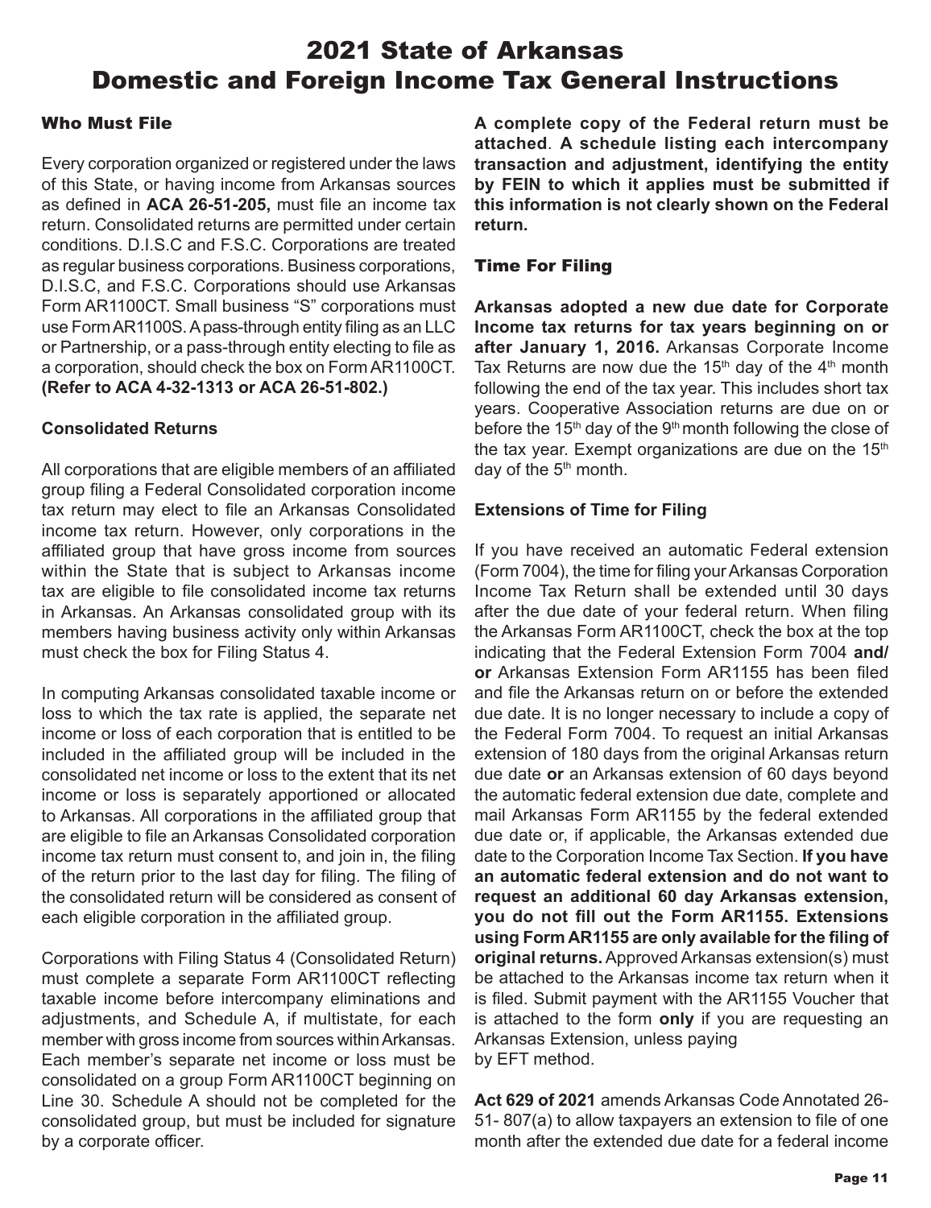# 2021 State of Arkansas Domestic and Foreign Income Tax General Instructions

## Who Must File

Every corporation organized or registered under the laws of this State, or having income from Arkansas sources as defined in **ACA 26-51-205,** must file an income tax return. Consolidated returns are permitted under certain conditions. D.I.S.C and F.S.C. Corporations are treated as regular business corporations. Business corporations, D.I.S.C, and F.S.C. Corporations should use Arkansas Form AR1100CT. Small business "S" corporations must use Form AR1100S. A pass-through entity filing as an LLC or Partnership, or a pass-through entity electing to file as a corporation, should check the box on Form AR1100CT. **(Refer to ACA 4-32-1313 or ACA 26-51-802.)**

### Consolidated Returns

All corporations that are eligible members of an affiliated group filing a Federal Consolidated corporation income tax return may elect to file an Arkansas Consolidated income tax return. However, only corporations in the affiliated group that have gross income from sources within the State that is subject to Arkansas income tax are eligible to file consolidated income tax returns in Arkansas. An Arkansas consolidated group with its members having business activity only within Arkansas must check the box for Filing Status 4.

In computing Arkansas consolidated taxable income or loss to which the tax rate is applied, the separate net income or loss of each corporation that is entitled to be included in the affiliated group will be included in the consolidated net income or loss to the extent that its net income or loss is separately apportioned or allocated to Arkansas. All corporations in the affiliated group that are eligible to file an Arkansas Consolidated corporation income tax return must consent to, and join in, the filing of the return prior to the last day for filing. The filing of the consolidated return will be considered as consent of each eligible corporation in the affiliated group.

Corporations with Filing Status 4 (Consolidated Return) must complete a separate Form AR1100CT reflecting taxable income before intercompany eliminations and adjustments, and Schedule A, if multistate, for each member with gross income from sources within Arkansas. Each member's separate net income or loss must be consolidated on a group Form AR1100CT beginning on Line 30. Schedule A should not be completed for the consolidated group, but must be included for signature by a corporate officer.

**A complete copy of the Federal return must be attached**. **A schedule listing each intercompany transaction and adjustment, identifying the entity by FEIN to which it applies must be submitted if this information is not clearly shown on the Federal return.**

## Time For Filing

**Arkansas adopted a new due date for Corporate Income tax returns for tax years beginning on or after January 1, 2016.** Arkansas Corporate Income Tax Returns are now due the 15th day of the 4th month following the end of the tax year. This includes short tax years. Cooperative Association returns are due on or before the 15th day of the 9th month following the close of the tax year. Exempt organizations are due on the 15th day of the 5th month.

### Extensions of Time for Filing

If you have received an automatic Federal extension (Form 7004), the time for filing your Arkansas Corporation Income Tax Return shall be extended until 30 days after the due date of your federal return. When filing the Arkansas Form AR1100CT, check the box at the top indicating that the Federal Extension Form 7004 **and/or** Arkansas Extension Form AR1155 has been filed and file the Arkansas return on or before the extended due date. It is no longer necessary to include a copy of the Federal Form 7004. To request an initial Arkansas extension of 180 days from the original Arkansas return due date **or** an Arkansas extension of 60 days beyond the automatic federal extension due date, complete and mail Arkansas Form AR1155 by the federal extended due date or, if applicable, the Arkansas extended due date to the Corporation Income Tax Section. **If you have an automatic federal extension and do not want to request an additional 60 day Arkansas extension, you do not fill out the Form AR1155. Extensions using Form AR1155 are only available for the filing of original returns.** Approved Arkansas extension(s) must be attached to the Arkansas income tax return when it is filed. Submit payment with the AR1155 Voucher that is attached to the form **only** if you are requesting an Arkansas Extension, unless paying by EFT method.

**Act 629 of 2021** amends Arkansas Code Annotated 26-51- 807(a) to allow taxpayers an extension to file of one month after the extended due date for a federal income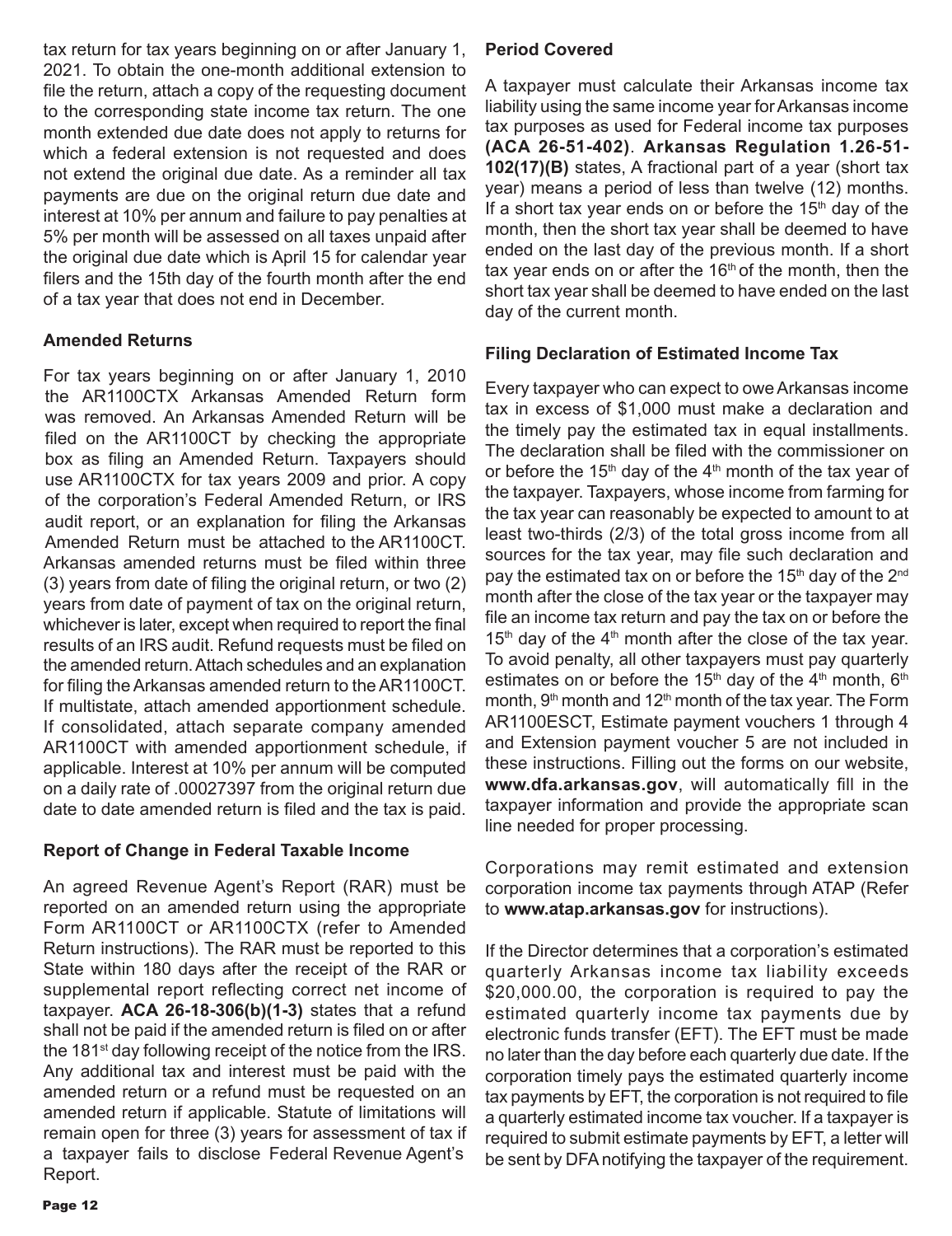tax return for tax years beginning on or after January 1, 2021. To obtain the one-month additional extension to file the return, attach a copy of the requesting document to the corresponding state income tax return. The one month extended due date does not apply to returns for which a federal extension is not requested and does not extend the original due date. As a reminder all tax payments are due on the original return due date and interest at 10% per annum and failure to pay penalties at 5% per month will be assessed on all taxes unpaid after the original due date which is April 15 for calendar year filers and the 15th day of the fourth month after the end of a tax year that does not end in December.

### Amended Returns

For tax years beginning on or after January 1, 2010 the AR1100CTX Arkansas Amended Return form was removed. An Arkansas Amended Return will be filed on the AR1100CT by checking the appropriate box as filing an Amended Return. Taxpayers should use AR1100CTX for tax years 2009 and prior. A copy of the corporation's Federal Amended Return, or IRS audit report, or an explanation for filing the Arkansas Amended Return must be attached to the AR1100CT. Arkansas amended returns must be filed within three (3) years from date of filing the original return, or two (2) years from date of payment of tax on the original return, whichever is later, except when required to report the final results of an IRS audit. Refund requests must be filed on the amended return. Attach schedules and an explanation for filing the Arkansas amended return to the AR1100CT. If multistate, attach amended apportionment schedule. If consolidated, attach separate company amended AR1100CT with amended apportionment schedule, if applicable. Interest at 10% per annum will be computed on a daily rate of .00027397 from the original return due date to date amended return is filed and the tax is paid.

### Report of Change in Federal Taxable Income

An agreed Revenue Agent's Report (RAR) must be reported on an amended return using the appropriate Form AR1100CT or AR1100CTX (refer to Amended Return instructions). The RAR must be reported to this State within 180 days after the receipt of the RAR or supplemental report reflecting correct net income of taxpayer. **ACA 26-18-306(b)(1-3)** states that a refund shall not be paid if the amended return is filed on or after the 181st day following receipt of the notice from the IRS. Any additional tax and interest must be paid with the amended return or a refund must be requested on an amended return if applicable. Statute of limitations will remain open for three (3) years for assessment of tax if a taxpayer fails to disclose Federal Revenue Agent's Report.

### Period Covered

A taxpayer must calculate their Arkansas income tax liability using the same income year for Arkansas income tax purposes as used for Federal income tax purposes **(ACA 26-51-402)**. **Arkansas Regulation 1.26-51-102(17)(B)** states, A fractional part of a year (short tax year) means a period of less than twelve (12) months. If a short tax year ends on or before the 15th day of the month, then the short tax year shall be deemed to have ended on the last day of the previous month. If a short tax year ends on or after the 16th of the month, then the short tax year shall be deemed to have ended on the last day of the current month.

### Filing Declaration of Estimated Income Tax

Every taxpayer who can expect to owe Arkansas income tax in excess of $1,000 must make a declaration and the timely pay the estimated tax in equal installments. The declaration shall be filed with the commissioner on or before the 15th day of the 4th month of the tax year of the taxpayer. Taxpayers, whose income from farming for the tax year can reasonably be expected to amount to at least two-thirds (2/3) of the total gross income from all sources for the tax year, may file such declaration and pay the estimated tax on or before the 15th day of the 2nd month after the close of the tax year or the taxpayer may file an income tax return and pay the tax on or before the 15th day of the 4th month after the close of the tax year. To avoid penalty, all other taxpayers must pay quarterly estimates on or before the 15th day of the 4th month, 6th month, 9th month and 12th month of the tax year. The Form AR1100ESCT, Estimate payment vouchers 1 through 4 and Extension payment voucher 5 are not included in these instructions. Filling out the forms on our website, **www.dfa.arkansas.gov**, will automatically fill in the taxpayer information and provide the appropriate scan line needed for proper processing.

Corporations may remit estimated and extension corporation income tax payments through ATAP (Refer to **www.atap.arkansas.gov** for instructions).

If the Director determines that a corporation's estimated quarterly Arkansas income tax liability exceeds $20,000.00, the corporation is required to pay the estimated quarterly income tax payments due by electronic funds transfer (EFT). The EFT must be made no later than the day before each quarterly due date. If the corporation timely pays the estimated quarterly income tax payments by EFT, the corporation is not required to file a quarterly estimated income tax voucher. If a taxpayer is required to submit estimate payments by EFT, a letter will be sent by DFA notifying the taxpayer of the requirement.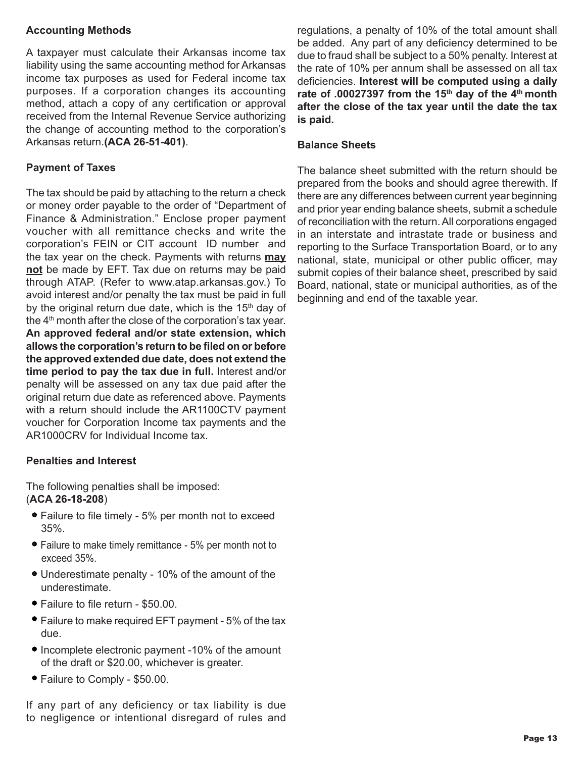### Accounting Methods

A taxpayer must calculate their Arkansas income tax liability using the same accounting method for Arkansas income tax purposes as used for Federal income tax purposes. If a corporation changes its accounting method, attach a copy of any certification or approval received from the Internal Revenue Service authorizing the change of accounting method to the corporation's Arkansas return.**(ACA 26-51-401)**.

### Payment of Taxes

The tax should be paid by attaching to the return a check or money order payable to the order of "Department of Finance & Administration." Enclose proper payment voucher with all remittance checks and write the corporation's FEIN or CIT account ID number and the tax year on the check. Payments with returns **may not** be made by EFT. Tax due on returns may be paid through ATAP. (Refer to www.atap.arkansas.gov.) To avoid interest and/or penalty the tax must be paid in full by the original return due date, which is the 15th day of the 4th month after the close of the corporation's tax year. **An approved federal and/or state extension, which allows the corporation's return to be filed on or before the approved extended due date, does not extend the time period to pay the tax due in full.** Interest and/or penalty will be assessed on any tax due paid after the original return due date as referenced above. Payments with a return should include the AR1100CTV payment voucher for Corporation Income tax payments and the AR1000CRV for Individual Income tax.

### Penalties and Interest

The following penalties shall be imposed:
(**ACA 26-18-208**)

- Failure to file timely - 5% per month not to exceed 35%.
- Failure to make timely remittance - 5% per month not to exceed 35%.
- Underestimate penalty - 10% of the amount of the underestimate.
- Failure to file return - $50.00.
- Failure to make required EFT payment - 5% of the tax due.
- Incomplete electronic payment -10% of the amount of the draft or $20.00, whichever is greater.
- Failure to Comply - $50.00.

If any part of any deficiency or tax liability is due to negligence or intentional disregard of rules and regulations, a penalty of 10% of the total amount shall be added. Any part of any deficiency determined to be due to fraud shall be subject to a 50% penalty. Interest at the rate of 10% per annum shall be assessed on all tax deficiencies. **Interest will be computed using a daily rate of .00027397 from the 15th day of the 4th month after the close of the tax year until the date the tax is paid.**

### Balance Sheets

The balance sheet submitted with the return should be prepared from the books and should agree therewith. If there are any differences between current year beginning and prior year ending balance sheets, submit a schedule of reconciliation with the return. All corporations engaged in an interstate and intrastate trade or business and reporting to the Surface Transportation Board, or to any national, state, municipal or other public officer, may submit copies of their balance sheet, prescribed by said Board, national, state or municipal authorities, as of the beginning and end of the taxable year.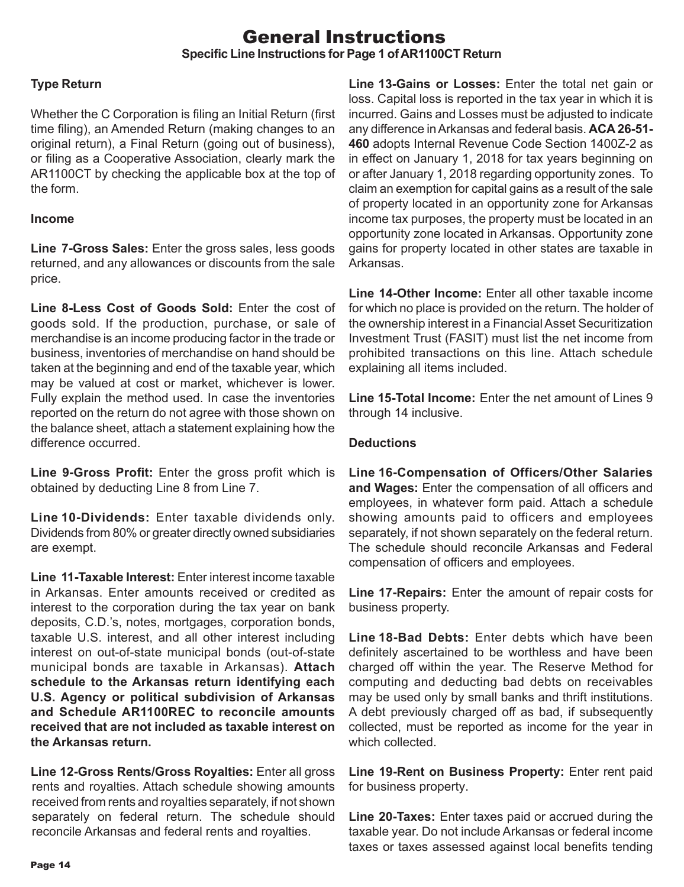# General Instructions

## Specific Line Instructions for Page 1 of AR1100CT Return

### Type Return

Whether the C Corporation is filing an Initial Return (first time filing), an Amended Return (making changes to an original return), a Final Return (going out of business), or filing as a Cooperative Association, clearly mark the AR1100CT by checking the applicable box at the top of the form.

### Income

**Line 7-Gross Sales:** Enter the gross sales, less goods returned, and any allowances or discounts from the sale price.

**Line 8-Less Cost of Goods Sold:** Enter the cost of goods sold. If the production, purchase, or sale of merchandise is an income producing factor in the trade or business, inventories of merchandise on hand should be taken at the beginning and end of the taxable year, which may be valued at cost or market, whichever is lower. Fully explain the method used. In case the inventories reported on the return do not agree with those shown on the balance sheet, attach a statement explaining how the difference occurred.

**Line 9-Gross Profit:** Enter the gross profit which is obtained by deducting Line 8 from Line 7.

**Line 10-Dividends:** Enter taxable dividends only. Dividends from 80% or greater directly owned subsidiaries are exempt.

**Line 11-Taxable Interest:** Enter interest income taxable in Arkansas. Enter amounts received or credited as interest to the corporation during the tax year on bank deposits, C.D.'s, notes, mortgages, corporation bonds, taxable U.S. interest, and all other interest including interest on out-of-state municipal bonds (out-of-state municipal bonds are taxable in Arkansas). **Attach schedule to the Arkansas return identifying each U.S. Agency or political subdivision of Arkansas and Schedule AR1100REC to reconcile amounts received that are not included as taxable interest on the Arkansas return.**

**Line 12-Gross Rents/Gross Royalties:** Enter all gross rents and royalties. Attach schedule showing amounts received from rents and royalties separately, if not shown separately on federal return. The schedule should reconcile Arkansas and federal rents and royalties.

**Line 13-Gains or Losses:** Enter the total net gain or loss. Capital loss is reported in the tax year in which it is incurred. Gains and Losses must be adjusted to indicate any difference in Arkansas and federal basis. **ACA 26-51-460** adopts Internal Revenue Code Section 1400Z-2 as in effect on January 1, 2018 for tax years beginning on or after January 1, 2018 regarding opportunity zones. To claim an exemption for capital gains as a result of the sale of property located in an opportunity zone for Arkansas income tax purposes, the property must be located in an opportunity zone located in Arkansas. Opportunity zone gains for property located in other states are taxable in Arkansas.

**Line 14-Other Income:** Enter all other taxable income for which no place is provided on the return. The holder of the ownership interest in a Financial Asset Securitization Investment Trust (FASIT) must list the net income from prohibited transactions on this line. Attach schedule explaining all items included.

**Line 15-Total Income:** Enter the net amount of Lines 9 through 14 inclusive.

### Deductions

**Line 16-Compensation of Officers/Other Salaries and Wages:** Enter the compensation of all officers and employees, in whatever form paid. Attach a schedule showing amounts paid to officers and employees separately, if not shown separately on the federal return. The schedule should reconcile Arkansas and Federal compensation of officers and employees.

**Line 17-Repairs:** Enter the amount of repair costs for business property.

**Line 18-Bad Debts:** Enter debts which have been definitely ascertained to be worthless and have been charged off within the year. The Reserve Method for computing and deducting bad debts on receivables may be used only by small banks and thrift institutions. A debt previously charged off as bad, if subsequently collected, must be reported as income for the year in which collected.

**Line 19-Rent on Business Property:** Enter rent paid for business property.

**Line 20-Taxes:** Enter taxes paid or accrued during the taxable year. Do not include Arkansas or federal income taxes or taxes assessed against local benefits tending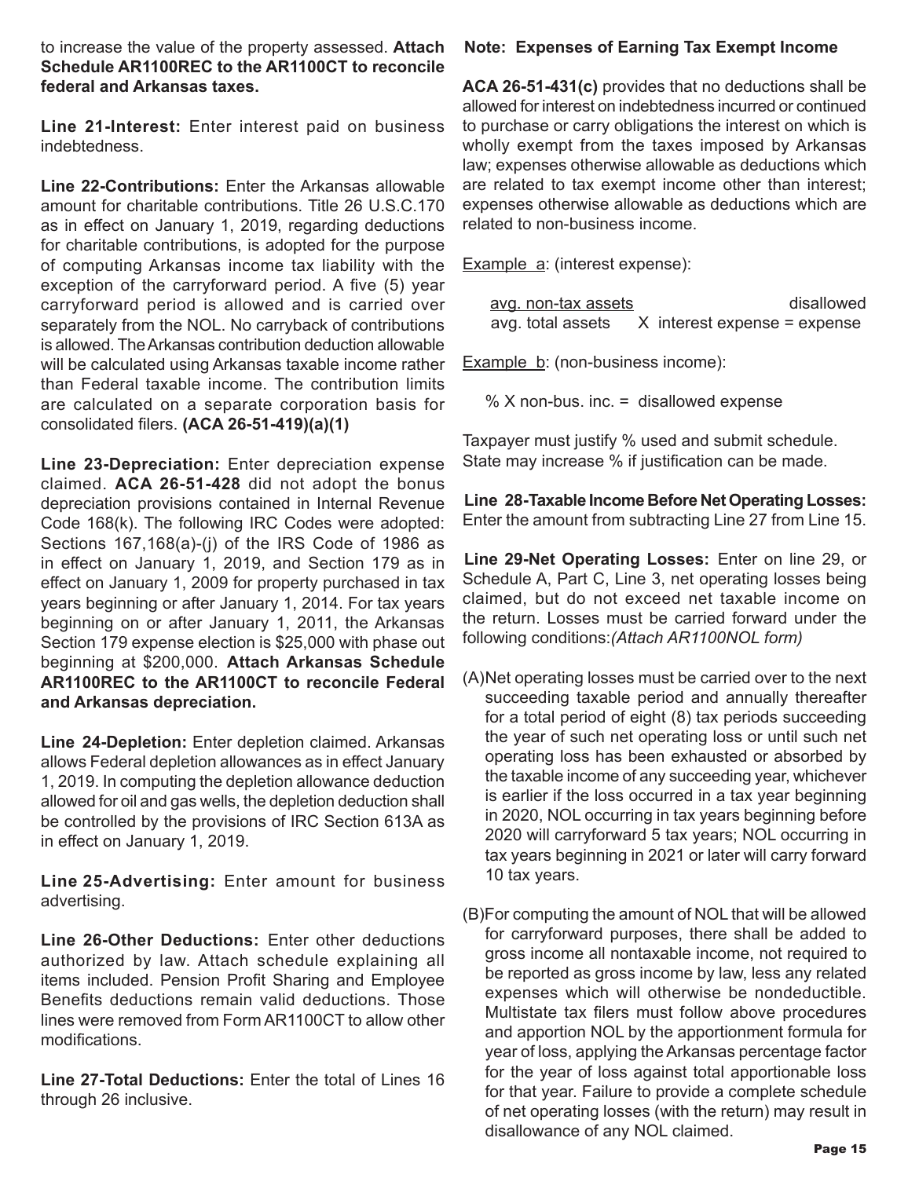to increase the value of the property assessed. **Attach Schedule AR1100REC to the AR1100CT to reconcile federal and Arkansas taxes.**

**Line 21-Interest:** Enter interest paid on business indebtedness.

**Line 22-Contributions:** Enter the Arkansas allowable amount for charitable contributions. Title 26 U.S.C.170 as in effect on January 1, 2019, regarding deductions for charitable contributions, is adopted for the purpose of computing Arkansas income tax liability with the exception of the carryforward period. A five (5) year carryforward period is allowed and is carried over separately from the NOL. No carryback of contributions is allowed. The Arkansas contribution deduction allowable will be calculated using Arkansas taxable income rather than Federal taxable income. The contribution limits are calculated on a separate corporation basis for consolidated filers. **(ACA 26-51-419)(a)(1)**

**Line 23-Depreciation:** Enter depreciation expense claimed. **ACA 26-51-428** did not adopt the bonus depreciation provisions contained in Internal Revenue Code 168(k). The following IRC Codes were adopted: Sections 167,168(a)-(j) of the IRS Code of 1986 as in effect on January 1, 2019, and Section 179 as in effect on January 1, 2009 for property purchased in tax years beginning or after January 1, 2014. For tax years beginning on or after January 1, 2011, the Arkansas Section 179 expense election is $25,000 with phase out beginning at $200,000. **Attach Arkansas Schedule AR1100REC to the AR1100CT to reconcile Federal and Arkansas depreciation.**

**Line 24-Depletion:** Enter depletion claimed. Arkansas allows Federal depletion allowances as in effect January 1, 2019. In computing the depletion allowance deduction allowed for oil and gas wells, the depletion deduction shall be controlled by the provisions of IRC Section 613A as in effect on January 1, 2019.

**Line 25-Advertising:** Enter amount for business advertising.

**Line 26-Other Deductions:** Enter other deductions authorized by law. Attach schedule explaining all items included. Pension Profit Sharing and Employee Benefits deductions remain valid deductions. Those lines were removed from Form AR1100CT to allow other modifications.

**Line 27-Total Deductions:** Enter the total of Lines 16 through 26 inclusive.

**Note: Expenses of Earning Tax Exempt Income**

**ACA 26-51-431(c)** provides that no deductions shall be allowed for interest on indebtedness incurred or continued to purchase or carry obligations the interest on which is wholly exempt from the taxes imposed by Arkansas law; expenses otherwise allowable as deductions which are related to tax exempt income other than interest; expenses otherwise allowable as deductions which are related to non-business income.

Example a: (interest expense):

$$\frac{\text{avg. non-tax assets}}{\text{avg. total assets}} \times \text{interest expense} = \text{disallowed expense}$$

Example b: (non-business income):

% X non-bus. inc. = disallowed expense

Taxpayer must justify % used and submit schedule. State may increase % if justification can be made.

**Line 28-Taxable Income Before Net Operating Losses:** Enter the amount from subtracting Line 27 from Line 15.

**Line 29-Net Operating Losses:** Enter on line 29, or Schedule A, Part C, Line 3, net operating losses being claimed, but do not exceed net taxable income on the return. Losses must be carried forward under the following conditions:*(Attach AR1100NOL form)*

(A) Net operating losses must be carried over to the next succeeding taxable period and annually thereafter for a total period of eight (8) tax periods succeeding the year of such net operating loss or until such net operating loss has been exhausted or absorbed by the taxable income of any succeeding year, whichever is earlier if the loss occurred in a tax year beginning in 2020, NOL occurring in tax years beginning before 2020 will carryforward 5 tax years; NOL occurring in tax years beginning in 2021 or later will carry forward 10 tax years.

(B) For computing the amount of NOL that will be allowed for carryforward purposes, there shall be added to gross income all nontaxable income, not required to be reported as gross income by law, less any related expenses which will otherwise be nondeductible. Multistate tax filers must follow above procedures and apportion NOL by the apportionment formula for year of loss, applying the Arkansas percentage factor for the year of loss against total apportionable loss for that year. Failure to provide a complete schedule of net operating losses (with the return) may result in disallowance of any NOL claimed.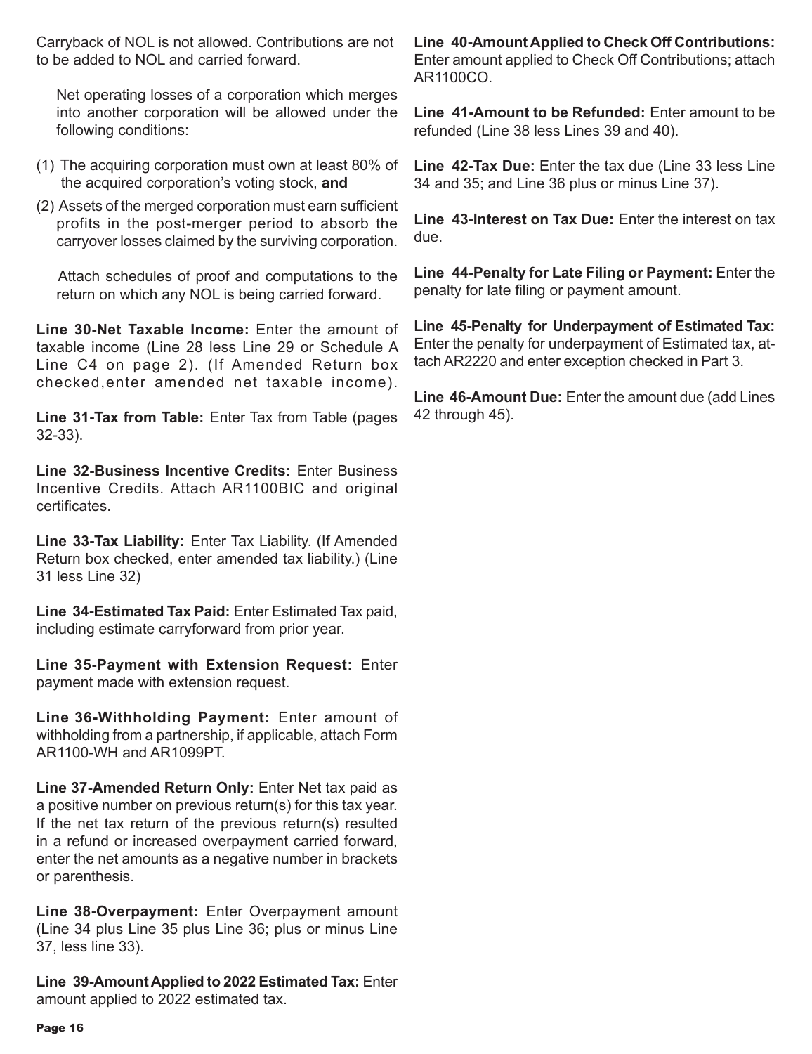Carryback of NOL is not allowed. Contributions are not to be added to NOL and carried forward.

Net operating losses of a corporation which merges into another corporation will be allowed under the following conditions:

(1) The acquiring corporation must own at least 80% of the acquired corporation's voting stock, **and**

(2) Assets of the merged corporation must earn sufficient profits in the post-merger period to absorb the carryover losses claimed by the surviving corporation.

Attach schedules of proof and computations to the return on which any NOL is being carried forward.

**Line 30-Net Taxable Income:** Enter the amount of taxable income (Line 28 less Line 29 or Schedule A Line C4 on page 2). (If Amended Return box checked,enter amended net taxable income).

**Line 31-Tax from Table:** Enter Tax from Table (pages 32-33).

**Line 32-Business Incentive Credits:** Enter Business Incentive Credits. Attach AR1100BIC and original certificates.

**Line 33-Tax Liability:** Enter Tax Liability. (If Amended Return box checked, enter amended tax liability.) (Line 31 less Line 32)

**Line 34-Estimated Tax Paid:** Enter Estimated Tax paid, including estimate carryforward from prior year.

**Line 35-Payment with Extension Request:** Enter payment made with extension request.

**Line 36-Withholding Payment:** Enter amount of withholding from a partnership, if applicable, attach Form AR1100-WH and AR1099PT.

**Line 37-Amended Return Only:** Enter Net tax paid as a positive number on previous return(s) for this tax year. If the net tax return of the previous return(s) resulted in a refund or increased overpayment carried forward, enter the net amounts as a negative number in brackets or parenthesis.

**Line 38-Overpayment:** Enter Overpayment amount (Line 34 plus Line 35 plus Line 36; plus or minus Line 37, less line 33).

**Line 39-Amount Applied to 2022 Estimated Tax:** Enter amount applied to 2022 estimated tax.

**Line 40-Amount Applied to Check Off Contributions:** Enter amount applied to Check Off Contributions; attach AR1100CO.

**Line 41-Amount to be Refunded:** Enter amount to be refunded (Line 38 less Lines 39 and 40).

**Line 42-Tax Due:** Enter the tax due (Line 33 less Line 34 and 35; and Line 36 plus or minus Line 37).

**Line 43-Interest on Tax Due:** Enter the interest on tax due.

**Line 44-Penalty for Late Filing or Payment:** Enter the penalty for late filing or payment amount.

**Line 45-Penalty for Underpayment of Estimated Tax:** Enter the penalty for underpayment of Estimated tax, attach AR2220 and enter exception checked in Part 3.

**Line 46-Amount Due:** Enter the amount due (add Lines 42 through 45).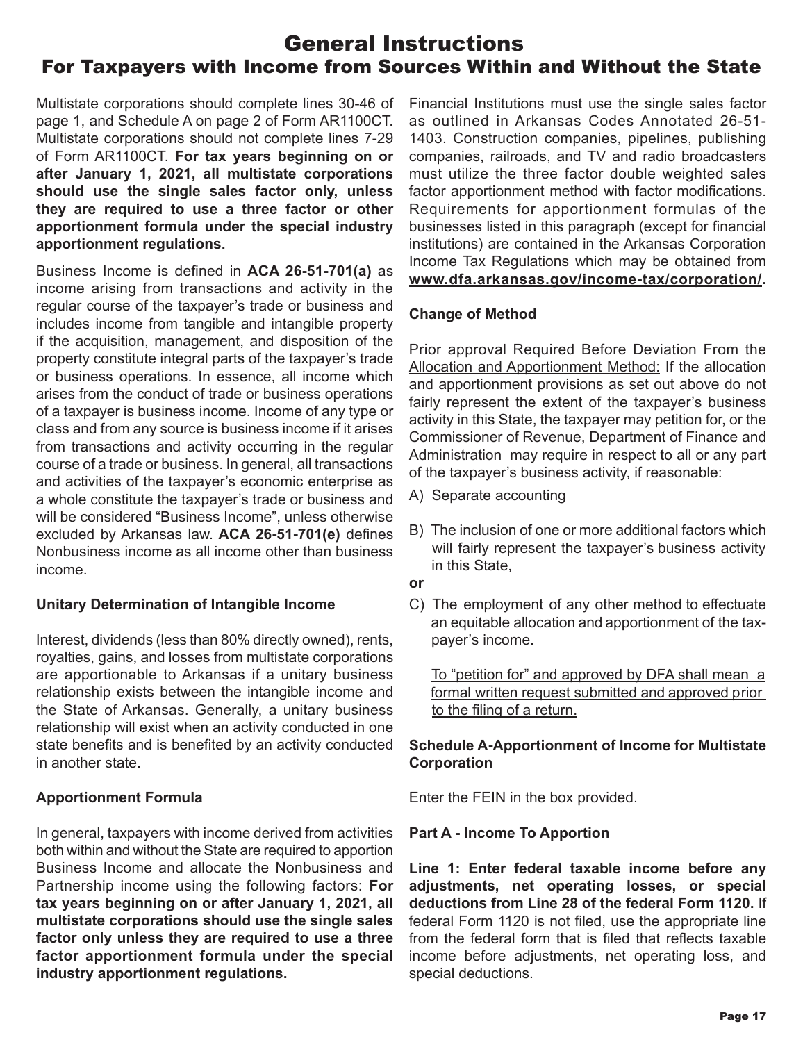# General Instructions

## For Taxpayers with Income from Sources Within and Without the State

Multistate corporations should complete lines 30-46 of page 1, and Schedule A on page 2 of Form AR1100CT. Multistate corporations should not complete lines 7-29 of Form AR1100CT. **For tax years beginning on or after January 1, 2021, all multistate corporations should use the single sales factor only, unless they are required to use a three factor or other apportionment formula under the special industry apportionment regulations.**

Business Income is defined in **ACA 26-51-701(a)** as income arising from transactions and activity in the regular course of the taxpayer's trade or business and includes income from tangible and intangible property if the acquisition, management, and disposition of the property constitute integral parts of the taxpayer's trade or business operations. In essence, all income which arises from the conduct of trade or business operations of a taxpayer is business income. Income of any type or class and from any source is business income if it arises from transactions and activity occurring in the regular course of a trade or business. In general, all transactions and activities of the taxpayer's economic enterprise as a whole constitute the taxpayer's trade or business and will be considered "Business Income", unless otherwise excluded by Arkansas law. **ACA 26-51-701(e)** defines Nonbusiness income as all income other than business income.

**Unitary Determination of Intangible Income**

Interest, dividends (less than 80% directly owned), rents, royalties, gains, and losses from multistate corporations are apportionable to Arkansas if a unitary business relationship exists between the intangible income and the State of Arkansas. Generally, a unitary business relationship will exist when an activity conducted in one state benefits and is benefited by an activity conducted in another state.

**Apportionment Formula**

In general, taxpayers with income derived from activities both within and without the State are required to apportion Business Income and allocate the Nonbusiness and Partnership income using the following factors: **For tax years beginning on or after January 1, 2021, all multistate corporations should use the single sales factor only unless they are required to use a three factor apportionment formula under the special industry apportionment regulations.**

Financial Institutions must use the single sales factor as outlined in Arkansas Codes Annotated 26-51-1403. Construction companies, pipelines, publishing companies, railroads, and TV and radio broadcasters must utilize the three factor double weighted sales factor apportionment method with factor modifications. Requirements for apportionment formulas of the businesses listed in this paragraph (except for financial institutions) are contained in the Arkansas Corporation Income Tax Regulations which may be obtained from **www.dfa.arkansas.gov/income-tax/corporation/**.

**Change of Method**

Prior approval Required Before Deviation From the Allocation and Apportionment Method: If the allocation and apportionment provisions as set out above do not fairly represent the extent of the taxpayer's business activity in this State, the taxpayer may petition for, or the Commissioner of Revenue, Department of Finance and Administration may require in respect to all or any part of the taxpayer's business activity, if reasonable:

A) Separate accounting

B) The inclusion of one or more additional factors which will fairly represent the taxpayer's business activity in this State,

**or**

C) The employment of any other method to effectuate an equitable allocation and apportionment of the taxpayer's income.

To "petition for" and approved by DFA shall mean a formal written request submitted and approved prior to the filing of a return.

**Schedule A-Apportionment of Income for Multistate Corporation**

Enter the FEIN in the box provided.

**Part A - Income To Apportion**

**Line 1: Enter federal taxable income before any adjustments, net operating losses, or special deductions from Line 28 of the federal Form 1120.** If federal Form 1120 is not filed, use the appropriate line from the federal form that is filed that reflects taxable income before adjustments, net operating loss, and special deductions.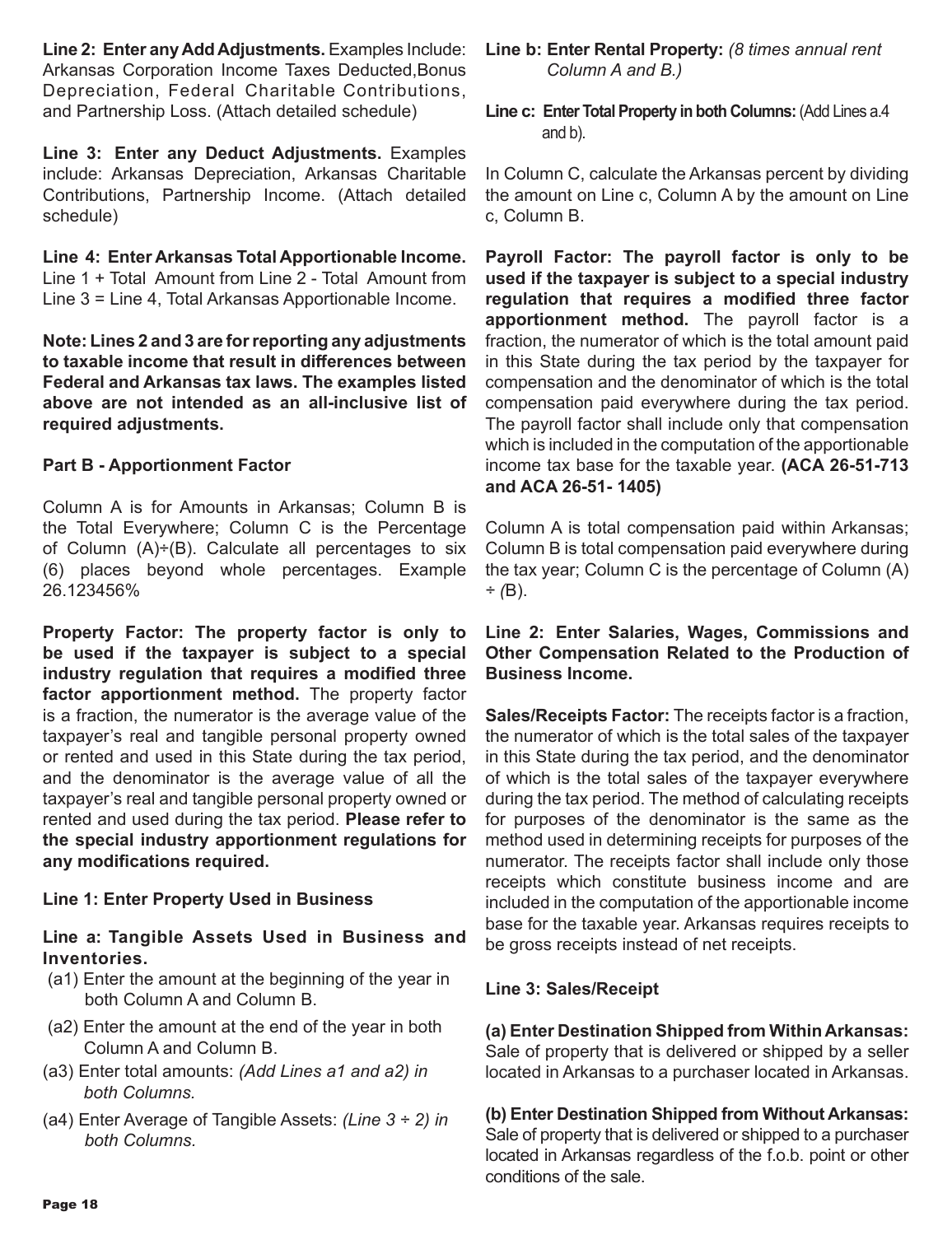**Line 2: Enter any Add Adjustments.** Examples Include: Arkansas Corporation Income Taxes Deducted,Bonus Depreciation, Federal Charitable Contributions, and Partnership Loss. (Attach detailed schedule)

**Line 3: Enter any Deduct Adjustments.** Examples include: Arkansas Depreciation, Arkansas Charitable Contributions, Partnership Income. (Attach detailed schedule)

**Line 4: Enter Arkansas Total Apportionable Income.** Line 1 + Total Amount from Line 2 - Total Amount from Line 3 = Line 4, Total Arkansas Apportionable Income.

**Note: Lines 2 and 3 are for reporting any adjustments to taxable income that result in differences between Federal and Arkansas tax laws. The examples listed above are not intended as an all-inclusive list of required adjustments.**

**Part B - Apportionment Factor**

Column A is for Amounts in Arkansas; Column B is the Total Everywhere; Column C is the Percentage of Column (A)÷(B). Calculate all percentages to six (6) places beyond whole percentages. Example 26.123456%

**Property Factor: The property factor is only to be used if the taxpayer is subject to a special industry regulation that requires a modified three factor apportionment method.** The property factor is a fraction, the numerator is the average value of the taxpayer's real and tangible personal property owned or rented and used in this State during the tax period, and the denominator is the average value of all the taxpayer's real and tangible personal property owned or rented and used during the tax period. **Please refer to the special industry apportionment regulations for any modifications required.**

**Line 1: Enter Property Used in Business**

**Line a: Tangible Assets Used in Business and Inventories.**

(a1) Enter the amount at the beginning of the year in both Column A and Column B.

(a2) Enter the amount at the end of the year in both Column A and Column B.

(a3) Enter total amounts: *(Add Lines a1 and a2) in both Columns.*

(a4) Enter Average of Tangible Assets: *(Line 3 ÷ 2) in both Columns.*

**Line b: Enter Rental Property:** *(8 times annual rent Column A and B.)*

**Line c: Enter Total Property in both Columns:** (Add Lines a.4 and b).

In Column C, calculate the Arkansas percent by dividing the amount on Line c, Column A by the amount on Line c, Column B.

**Payroll Factor: The payroll factor is only to be used if the taxpayer is subject to a special industry regulation that requires a modified three factor apportionment method.** The payroll factor is a fraction, the numerator of which is the total amount paid in this State during the tax period by the taxpayer for compensation and the denominator of which is the total compensation paid everywhere during the tax period. The payroll factor shall include only that compensation which is included in the computation of the apportionable income tax base for the taxable year. **(ACA 26-51-713 and ACA 26-51- 1405)**

Column A is total compensation paid within Arkansas; Column B is total compensation paid everywhere during the tax year; Column C is the percentage of Column (A) ÷ *(*B).

**Line 2: Enter Salaries, Wages, Commissions and Other Compensation Related to the Production of Business Income.**

**Sales/Receipts Factor:** The receipts factor is a fraction, the numerator of which is the total sales of the taxpayer in this State during the tax period, and the denominator of which is the total sales of the taxpayer everywhere during the tax period. The method of calculating receipts for purposes of the denominator is the same as the method used in determining receipts for purposes of the numerator. The receipts factor shall include only those receipts which constitute business income and are included in the computation of the apportionable income base for the taxable year. Arkansas requires receipts to be gross receipts instead of net receipts.

**Line 3: Sales/Receipt**

**(a) Enter Destination Shipped from Within Arkansas:** Sale of property that is delivered or shipped by a seller located in Arkansas to a purchaser located in Arkansas.

**(b) Enter Destination Shipped from Without Arkansas:** Sale of property that is delivered or shipped to a purchaser located in Arkansas regardless of the f.o.b. point or other conditions of the sale.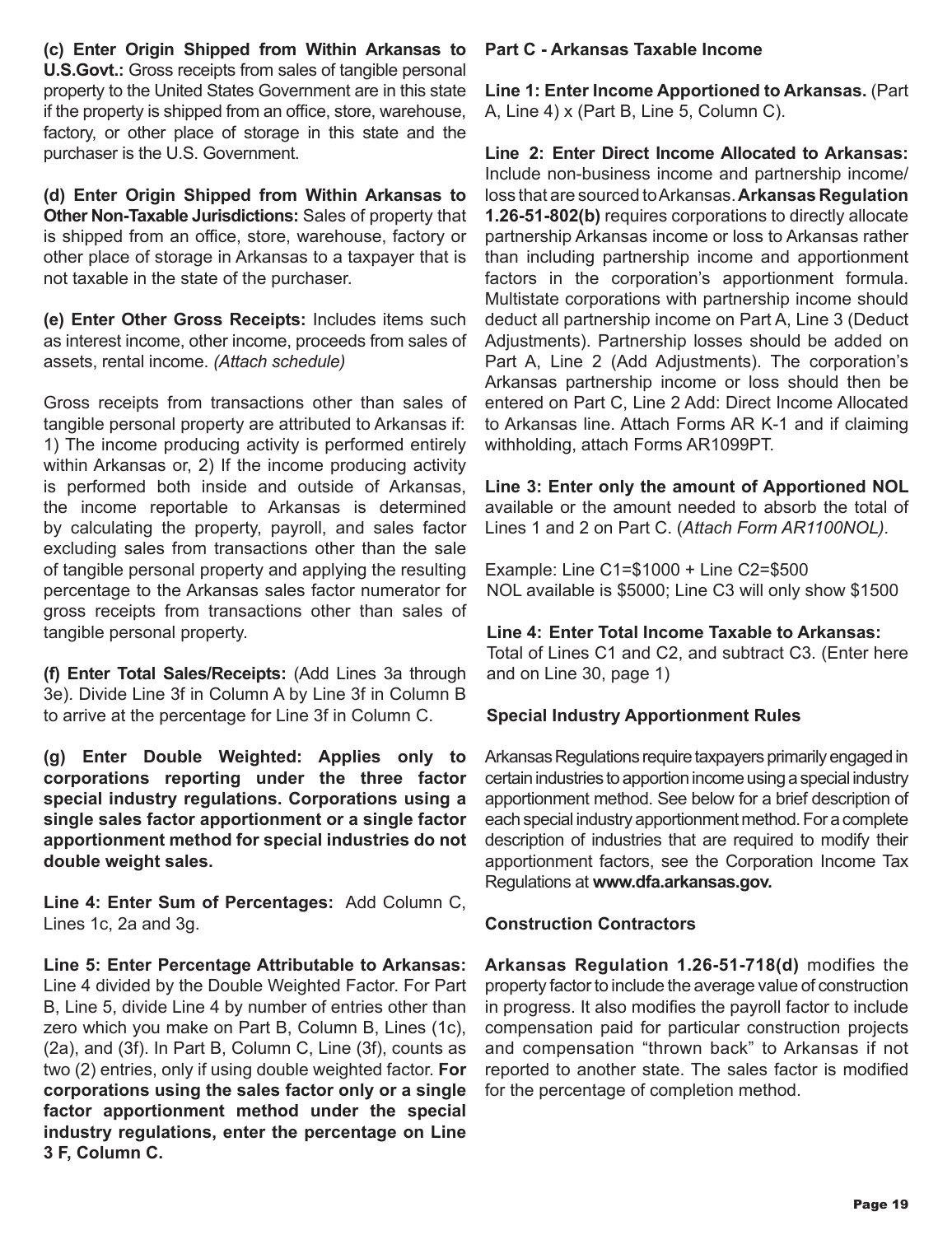**(c) Enter Origin Shipped from Within Arkansas to U.S.Govt.:** Gross receipts from sales of tangible personal property to the United States Government are in this state if the property is shipped from an office, store, warehouse, factory, or other place of storage in this state and the purchaser is the U.S. Government.

**(d) Enter Origin Shipped from Within Arkansas to Other Non-Taxable Jurisdictions:** Sales of property that is shipped from an office, store, warehouse, factory or other place of storage in Arkansas to a taxpayer that is not taxable in the state of the purchaser.

**(e) Enter Other Gross Receipts:** Includes items such as interest income, other income, proceeds from sales of assets, rental income. *(Attach schedule)*

Gross receipts from transactions other than sales of tangible personal property are attributed to Arkansas if: 1) The income producing activity is performed entirely within Arkansas or, 2) If the income producing activity is performed both inside and outside of Arkansas, the income reportable to Arkansas is determined by calculating the property, payroll, and sales factor excluding sales from transactions other than the sale of tangible personal property and applying the resulting percentage to the Arkansas sales factor numerator for gross receipts from transactions other than sales of tangible personal property.

**(f) Enter Total Sales/Receipts:** (Add Lines 3a through 3e). Divide Line 3f in Column A by Line 3f in Column B to arrive at the percentage for Line 3f in Column C.

**(g) Enter Double Weighted: Applies only to corporations reporting under the three factor special industry regulations. Corporations using a single sales factor apportionment or a single factor apportionment method for special industries do not double weight sales.**

**Line 4: Enter Sum of Percentages:** Add Column C, Lines 1c, 2a and 3g.

**Line 5: Enter Percentage Attributable to Arkansas:** Line 4 divided by the Double Weighted Factor. For Part B, Line 5, divide Line 4 by number of entries other than zero which you make on Part B, Column B, Lines (1c), (2a), and (3f). In Part B, Column C, Line (3f), counts as two (2) entries, only if using double weighted factor. **For corporations using the sales factor only or a single factor apportionment method under the special industry regulations, enter the percentage on Line 3 F, Column C.**

**Part C - Arkansas Taxable Income**

**Line 1: Enter Income Apportioned to Arkansas.** (Part A, Line 4) x (Part B, Line 5, Column C).

**Line 2: Enter Direct Income Allocated to Arkansas:** Include non-business income and partnership income/loss that are sourced to Arkansas. **Arkansas Regulation 1.26-51-802(b)** requires corporations to directly allocate partnership Arkansas income or loss to Arkansas rather than including partnership income and apportionment factors in the corporation's apportionment formula. Multistate corporations with partnership income should deduct all partnership income on Part A, Line 3 (Deduct Adjustments). Partnership losses should be added on Part A, Line 2 (Add Adjustments). The corporation's Arkansas partnership income or loss should then be entered on Part C, Line 2 Add: Direct Income Allocated to Arkansas line. Attach Forms AR K-1 and if claiming withholding, attach Forms AR1099PT.

**Line 3: Enter only the amount of Apportioned NOL** available or the amount needed to absorb the total of Lines 1 and 2 on Part C. (*Attach Form AR1100NOL).*

Example: Line C1=$1000 + Line C2=$500
NOL available is $5000; Line C3 will only show $1500

**Line 4: Enter Total Income Taxable to Arkansas:** Total of Lines C1 and C2, and subtract C3. (Enter here and on Line 30, page 1)

**Special Industry Apportionment Rules**

Arkansas Regulations require taxpayers primarily engaged in certain industries to apportion income using a special industry apportionment method. See below for a brief description of each special industry apportionment method. For a complete description of industries that are required to modify their apportionment factors, see the Corporation Income Tax Regulations at **www.dfa.arkansas.gov.**

**Construction Contractors**

**Arkansas Regulation 1.26-51-718(d)** modifies the property factor to include the average value of construction in progress. It also modifies the payroll factor to include compensation paid for particular construction projects and compensation "thrown back" to Arkansas if not reported to another state. The sales factor is modified for the percentage of completion method.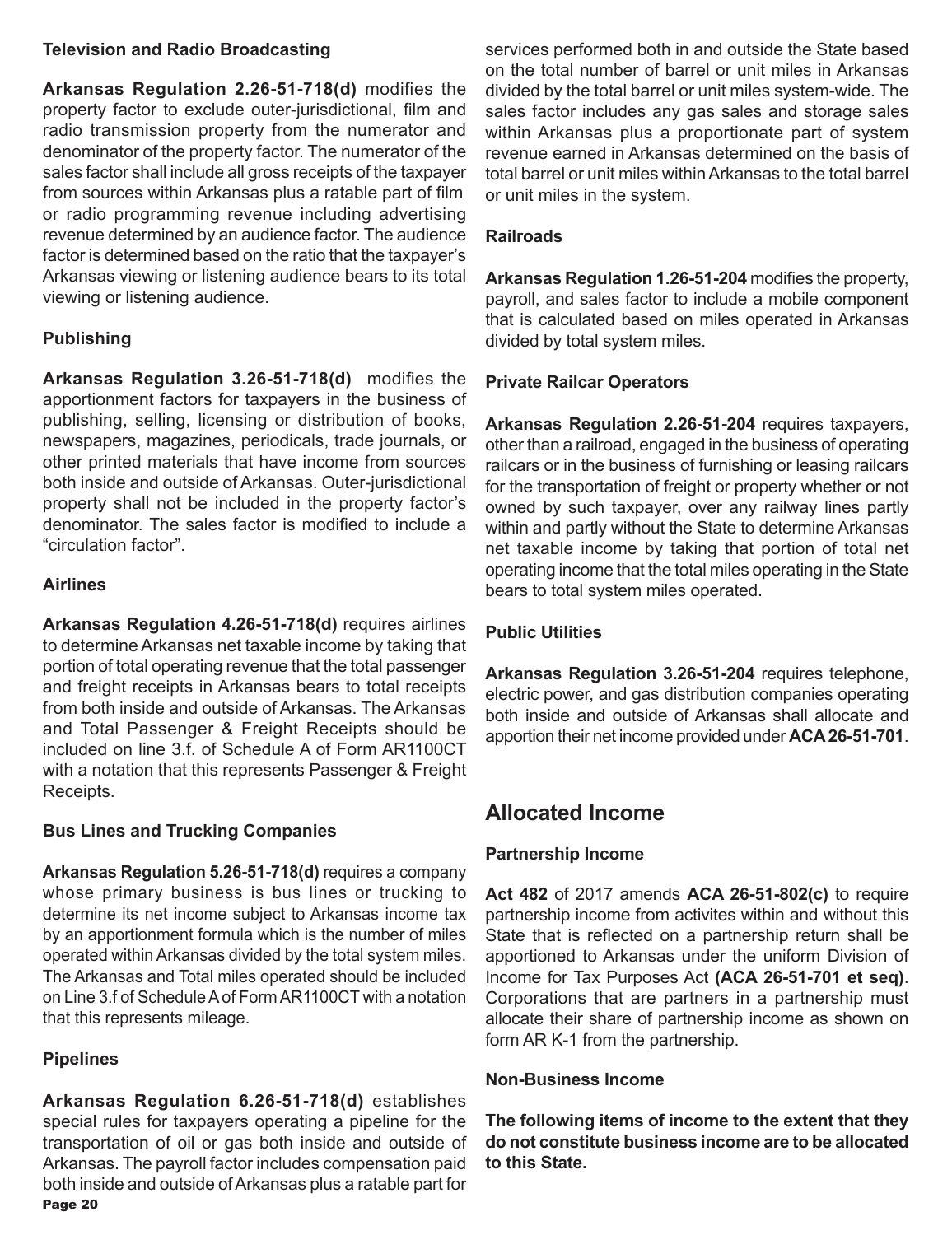**Television and Radio Broadcasting**

**Arkansas Regulation 2.26-51-718(d)** modifies the property factor to exclude outer-jurisdictional, film and radio transmission property from the numerator and denominator of the property factor. The numerator of the sales factor shall include all gross receipts of the taxpayer from sources within Arkansas plus a ratable part of film or radio programming revenue including advertising revenue determined by an audience factor. The audience factor is determined based on the ratio that the taxpayer's Arkansas viewing or listening audience bears to its total viewing or listening audience.

**Publishing**

**Arkansas Regulation 3.26-51-718(d)** modifies the apportionment factors for taxpayers in the business of publishing, selling, licensing or distribution of books, newspapers, magazines, periodicals, trade journals, or other printed materials that have income from sources both inside and outside of Arkansas. Outer-jurisdictional property shall not be included in the property factor's denominator. The sales factor is modified to include a "circulation factor".

**Airlines**

**Arkansas Regulation 4.26-51-718(d)** requires airlines to determine Arkansas net taxable income by taking that portion of total operating revenue that the total passenger and freight receipts in Arkansas bears to total receipts from both inside and outside of Arkansas. The Arkansas and Total Passenger & Freight Receipts should be included on line 3.f. of Schedule A of Form AR1100CT with a notation that this represents Passenger & Freight Receipts.

**Bus Lines and Trucking Companies**

**Arkansas Regulation 5.26-51-718(d)** requires a company whose primary business is bus lines or trucking to determine its net income subject to Arkansas income tax by an apportionment formula which is the number of miles operated within Arkansas divided by the total system miles. The Arkansas and Total miles operated should be included on Line 3.f of Schedule A of Form AR1100CT with a notation that this represents mileage.

**Pipelines**

**Arkansas Regulation 6.26-51-718(d)** establishes special rules for taxpayers operating a pipeline for the transportation of oil or gas both inside and outside of Arkansas. The payroll factor includes compensation paid both inside and outside of Arkansas plus a ratable part for services performed both in and outside the State based on the total number of barrel or unit miles in Arkansas divided by the total barrel or unit miles system-wide. The sales factor includes any gas sales and storage sales within Arkansas plus a proportionate part of system revenue earned in Arkansas determined on the basis of total barrel or unit miles within Arkansas to the total barrel or unit miles in the system.

**Railroads**

**Arkansas Regulation 1.26-51-204** modifies the property, payroll, and sales factor to include a mobile component that is calculated based on miles operated in Arkansas divided by total system miles.

**Private Railcar Operators**

**Arkansas Regulation 2.26-51-204** requires taxpayers, other than a railroad, engaged in the business of operating railcars or in the business of furnishing or leasing railcars for the transportation of freight or property whether or not owned by such taxpayer, over any railway lines partly within and partly without the State to determine Arkansas net taxable income by taking that portion of total net operating income that the total miles operating in the State bears to total system miles operated.

**Public Utilities**

**Arkansas Regulation 3.26-51-204** requires telephone, electric power, and gas distribution companies operating both inside and outside of Arkansas shall allocate and apportion their net income provided under **ACA 26-51-701**.

## Allocated Income

**Partnership Income**

**Act 482** of 2017 amends **ACA 26-51-802(c)** to require partnership income from activites within and without this State that is reflected on a partnership return shall be apportioned to Arkansas under the uniform Division of Income for Tax Purposes Act **(ACA 26-51-701 et seq)**. Corporations that are partners in a partnership must allocate their share of partnership income as shown on form AR K-1 from the partnership.

**Non-Business Income**

**The following items of income to the extent that they do not constitute business income are to be allocated to this State.**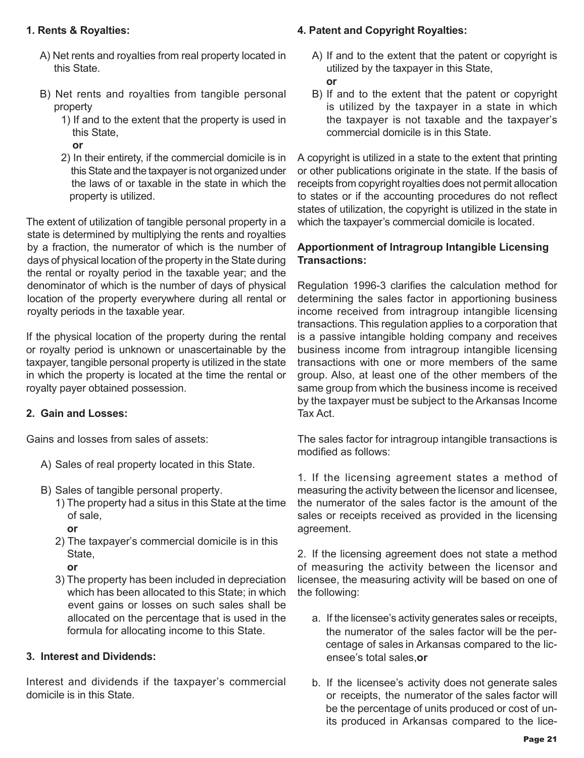**1. Rents & Royalties:**

A) Net rents and royalties from real property located in this State.

B) Net rents and royalties from tangible personal property

1) If and to the extent that the property is used in this State,

**or**

2) In their entirety, if the commercial domicile is in this State and the taxpayer is not organized under the laws of or taxable in the state in which the property is utilized.

The extent of utilization of tangible personal property in a state is determined by multiplying the rents and royalties by a fraction, the numerator of which is the number of days of physical location of the property in the State during the rental or royalty period in the taxable year; and the denominator of which is the number of days of physical location of the property everywhere during all rental or royalty periods in the taxable year.

If the physical location of the property during the rental or royalty period is unknown or unascertainable by the taxpayer, tangible personal property is utilized in the state in which the property is located at the time the rental or royalty payer obtained possession.

**2. Gain and Losses:**

Gains and losses from sales of assets:

A) Sales of real property located in this State.

B) Sales of tangible personal property.

1) The property had a situs in this State at the time of sale,

**or**

2) The taxpayer's commercial domicile is in this State,

**or**

3) The property has been included in depreciation which has been allocated to this State; in which event gains or losses on such sales shall be allocated on the percentage that is used in the formula for allocating income to this State.

**3. Interest and Dividends:**

Interest and dividends if the taxpayer's commercial domicile is in this State.

**4. Patent and Copyright Royalties:**

A) If and to the extent that the patent or copyright is utilized by the taxpayer in this State,

**or**

B) If and to the extent that the patent or copyright is utilized by the taxpayer in a state in which the taxpayer is not taxable and the taxpayer's commercial domicile is in this State.

A copyright is utilized in a state to the extent that printing or other publications originate in the state. If the basis of receipts from copyright royalties does not permit allocation to states or if the accounting procedures do not reflect states of utilization, the copyright is utilized in the state in which the taxpayer's commercial domicile is located.

**Apportionment of Intragroup Intangible Licensing Transactions:**

Regulation 1996-3 clarifies the calculation method for determining the sales factor in apportioning business income received from intragroup intangible licensing transactions. This regulation applies to a corporation that is a passive intangible holding company and receives business income from intragroup intangible licensing transactions with one or more members of the same group. Also, at least one of the other members of the same group from which the business income is received by the taxpayer must be subject to the Arkansas Income Tax Act.

The sales factor for intragroup intangible transactions is modified as follows:

1. If the licensing agreement states a method of measuring the activity between the licensor and licensee, the numerator of the sales factor is the amount of the sales or receipts received as provided in the licensing agreement.

2. If the licensing agreement does not state a method of measuring the activity between the licensor and licensee, the measuring activity will be based on one of the following:

a. If the licensee's activity generates sales or receipts, the numerator of the sales factor will be the percentage of sales in Arkansas compared to the licensee's total sales, **or**

b. If the licensee's activity does not generate sales or receipts, the numerator of the sales factor will be the percentage of units produced or cost of units produced in Arkansas compared to the lice-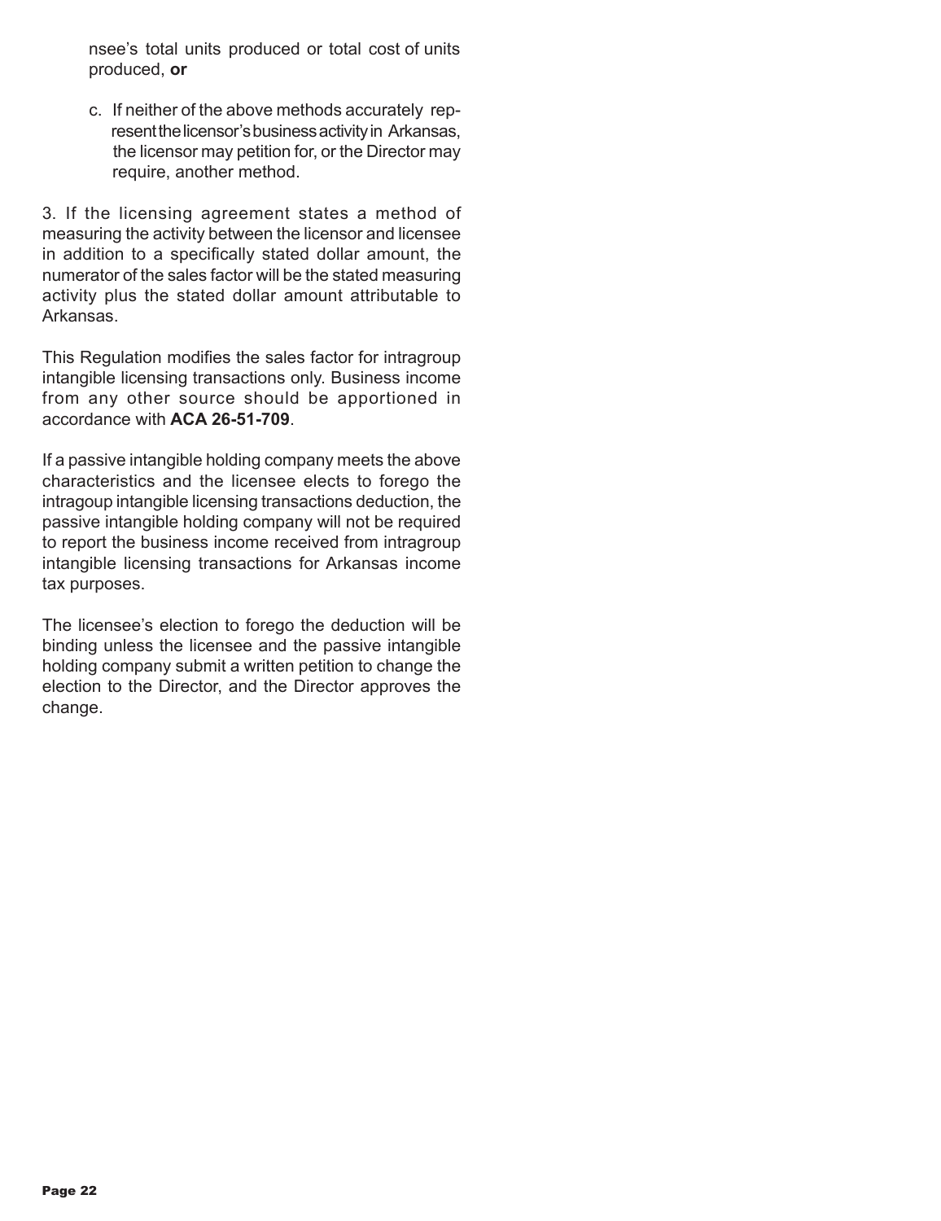nsee's total units produced or total cost of units produced, **or**

c. If neither of the above methods accurately represent the licensor's business activity in Arkansas, the licensor may petition for, or the Director may require, another method.

3. If the licensing agreement states a method of measuring the activity between the licensor and licensee in addition to a specifically stated dollar amount, the numerator of the sales factor will be the stated measuring activity plus the stated dollar amount attributable to Arkansas.

This Regulation modifies the sales factor for intragroup intangible licensing transactions only. Business income from any other source should be apportioned in accordance with **ACA 26-51-709**.

If a passive intangible holding company meets the above characteristics and the licensee elects to forego the intragoup intangible licensing transactions deduction, the passive intangible holding company will not be required to report the business income received from intragroup intangible licensing transactions for Arkansas income tax purposes.

The licensee's election to forego the deduction will be binding unless the licensee and the passive intangible holding company submit a written petition to change the election to the Director, and the Director approves the change.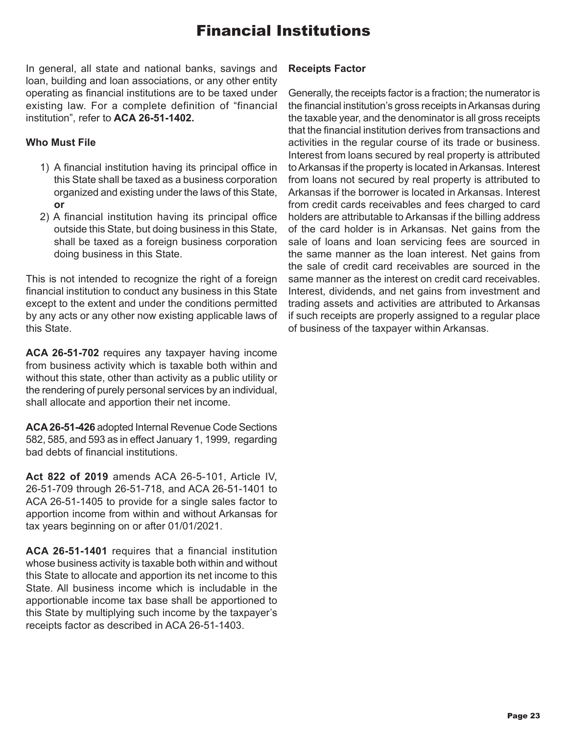# Financial Institutions

In general, all state and national banks, savings and loan, building and loan associations, or any other entity operating as financial institutions are to be taxed under existing law. For a complete definition of "financial institution", refer to **ACA 26-51-1402.**

### Who Must File

1) A financial institution having its principal office in this State shall be taxed as a business corporation organized and existing under the laws of this State, **or**
2) A financial institution having its principal office outside this State, but doing business in this State, shall be taxed as a foreign business corporation doing business in this State.

This is not intended to recognize the right of a foreign financial institution to conduct any business in this State except to the extent and under the conditions permitted by any acts or any other now existing applicable laws of this State.

**ACA 26-51-702** requires any taxpayer having income from business activity which is taxable both within and without this state, other than activity as a public utility or the rendering of purely personal services by an individual, shall allocate and apportion their net income.

**ACA 26-51-426** adopted Internal Revenue Code Sections 582, 585, and 593 as in effect January 1, 1999, regarding bad debts of financial institutions.

**Act 822 of 2019** amends ACA 26-5-101, Article IV, 26-51-709 through 26-51-718, and ACA 26-51-1401 to ACA 26-51-1405 to provide for a single sales factor to apportion income from within and without Arkansas for tax years beginning on or after 01/01/2021.

**ACA 26-51-1401** requires that a financial institution whose business activity is taxable both within and without this State to allocate and apportion its net income to this State. All business income which is includable in the apportionable income tax base shall be apportioned to this State by multiplying such income by the taxpayer's receipts factor as described in ACA 26-51-1403.

### Receipts Factor

Generally, the receipts factor is a fraction; the numerator is the financial institution's gross receipts in Arkansas during the taxable year, and the denominator is all gross receipts that the financial institution derives from transactions and activities in the regular course of its trade or business. Interest from loans secured by real property is attributed to Arkansas if the property is located in Arkansas. Interest from loans not secured by real property is attributed to Arkansas if the borrower is located in Arkansas. Interest from credit cards receivables and fees charged to card holders are attributable to Arkansas if the billing address of the card holder is in Arkansas. Net gains from the sale of loans and loan servicing fees are sourced in the same manner as the loan interest. Net gains from the sale of credit card receivables are sourced in the same manner as the interest on credit card receivables. Interest, dividends, and net gains from investment and trading assets and activities are attributed to Arkansas if such receipts are properly assigned to a regular place of business of the taxpayer within Arkansas.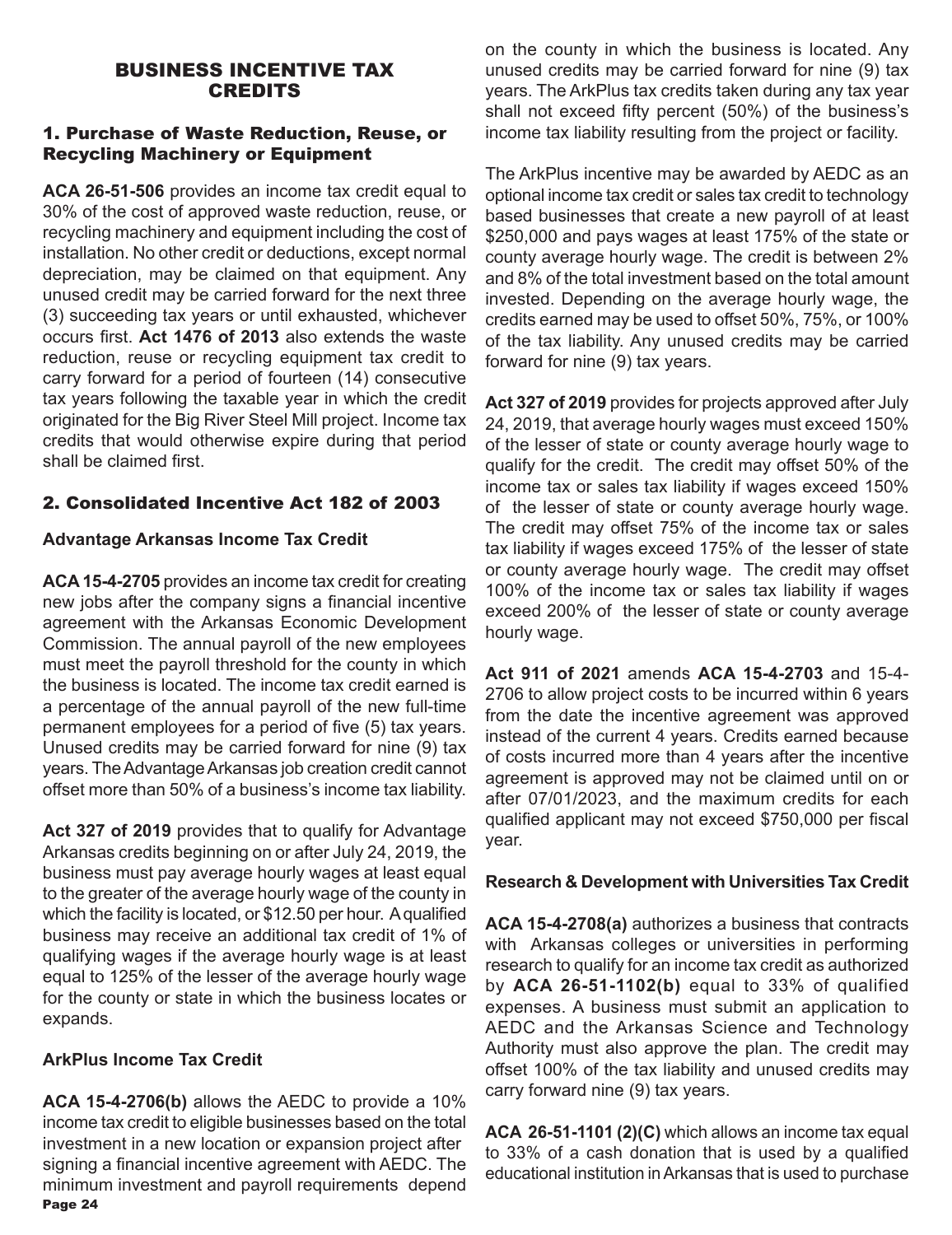# BUSINESS INCENTIVE TAX CREDITS

## 1. Purchase of Waste Reduction, Reuse, or Recycling Machinery or Equipment

**ACA 26-51-506** provides an income tax credit equal to 30% of the cost of approved waste reduction, reuse, or recycling machinery and equipment including the cost of installation. No other credit or deductions, except normal depreciation, may be claimed on that equipment. Any unused credit may be carried forward for the next three (3) succeeding tax years or until exhausted, whichever occurs first. **Act 1476 of 2013** also extends the waste reduction, reuse or recycling equipment tax credit to carry forward for a period of fourteen (14) consecutive tax years following the taxable year in which the credit originated for the Big River Steel Mill project. Income tax credits that would otherwise expire during that period shall be claimed first.

## 2. Consolidated Incentive Act 182 of 2003

### Advantage Arkansas Income Tax Credit

**ACA 15-4-2705** provides an income tax credit for creating new jobs after the company signs a financial incentive agreement with the Arkansas Economic Development Commission. The annual payroll of the new employees must meet the payroll threshold for the county in which the business is located. The income tax credit earned is a percentage of the annual payroll of the new full-time permanent employees for a period of five (5) tax years. Unused credits may be carried forward for nine (9) tax years. The Advantage Arkansas job creation credit cannot offset more than 50% of a business's income tax liability.

**Act 327 of 2019** provides that to qualify for Advantage Arkansas credits beginning on or after July 24, 2019, the business must pay average hourly wages at least equal to the greater of the average hourly wage of the county in which the facility is located, or $12.50 per hour. A qualified business may receive an additional tax credit of 1% of qualifying wages if the average hourly wage is at least equal to 125% of the lesser of the average hourly wage for the county or state in which the business locates or expands.

### ArkPlus Income Tax Credit

**ACA 15-4-2706(b)** allows the AEDC to provide a 10% income tax credit to eligible businesses based on the total investment in a new location or expansion project after signing a financial incentive agreement with AEDC. The minimum investment and payroll requirements depend on the county in which the business is located. Any unused credits may be carried forward for nine (9) tax years. The ArkPlus tax credits taken during any tax year shall not exceed fifty percent (50%) of the business's income tax liability resulting from the project or facility.

The ArkPlus incentive may be awarded by AEDC as an optional income tax credit or sales tax credit to technology based businesses that create a new payroll of at least $250,000 and pays wages at least 175% of the state or county average hourly wage. The credit is between 2% and 8% of the total investment based on the total amount invested. Depending on the average hourly wage, the credits earned may be used to offset 50%, 75%, or 100% of the tax liability. Any unused credits may be carried forward for nine (9) tax years.

**Act 327 of 2019** provides for projects approved after July 24, 2019, that average hourly wages must exceed 150% of the lesser of state or county average hourly wage to qualify for the credit. The credit may offset 50% of the income tax or sales tax liability if wages exceed 150% of the lesser of state or county average hourly wage. The credit may offset 75% of the income tax or sales tax liability if wages exceed 175% of the lesser of state or county average hourly wage. The credit may offset 100% of the income tax or sales tax liability if wages exceed 200% of the lesser of state or county average hourly wage.

**Act 911 of 2021** amends **ACA 15-4-2703** and 15-4-2706 to allow project costs to be incurred within 6 years from the date the incentive agreement was approved instead of the current 4 years. Credits earned because of costs incurred more than 4 years after the incentive agreement is approved may not be claimed until on or after 07/01/2023, and the maximum credits for each qualified applicant may not exceed $750,000 per fiscal year.

### Research & Development with Universities Tax Credit

**ACA 15-4-2708(a)** authorizes a business that contracts with Arkansas colleges or universities in performing research to qualify for an income tax credit as authorized by **ACA 26-51-1102(b)** equal to 33% of qualified expenses. A business must submit an application to AEDC and the Arkansas Science and Technology Authority must also approve the plan. The credit may offset 100% of the tax liability and unused credits may carry forward nine (9) tax years.

**ACA 26-51-1101 (2)(C)** which allows an income tax equal to 33% of a cash donation that is used by a qualified educational institution in Arkansas that is used to purchase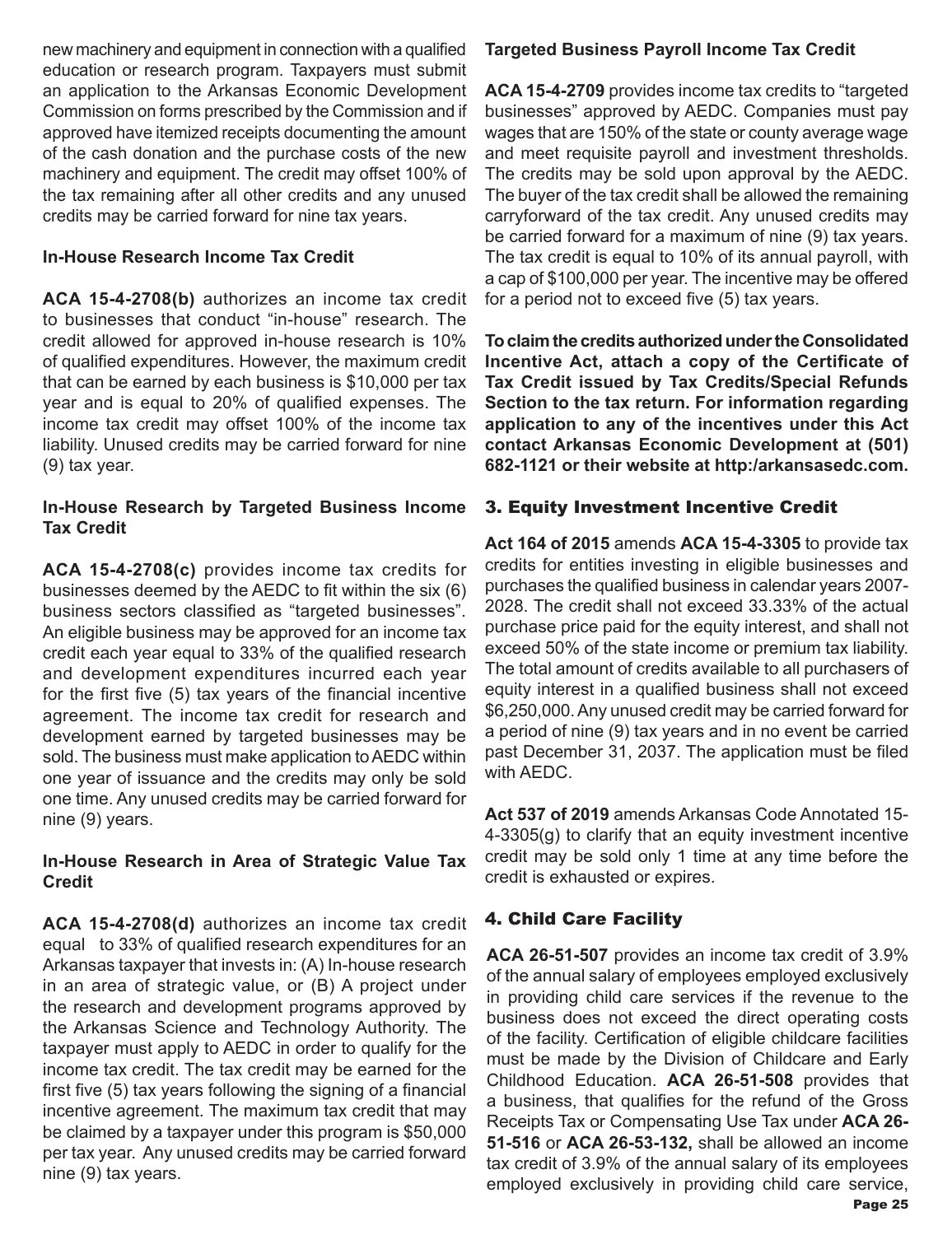new machinery and equipment in connection with a qualified education or research program. Taxpayers must submit an application to the Arkansas Economic Development Commission on forms prescribed by the Commission and if approved have itemized receipts documenting the amount of the cash donation and the purchase costs of the new machinery and equipment. The credit may offset 100% of the tax remaining after all other credits and any unused credits may be carried forward for nine tax years.

**In-House Research Income Tax Credit**

**ACA 15-4-2708(b)** authorizes an income tax credit to businesses that conduct "in-house" research. The credit allowed for approved in-house research is 10% of qualified expenditures. However, the maximum credit that can be earned by each business is $10,000 per tax year and is equal to 20% of qualified expenses. The income tax credit may offset 100% of the income tax liability. Unused credits may be carried forward for nine (9) tax year.

**In-House Research by Targeted Business Income Tax Credit**

**ACA 15-4-2708(c)** provides income tax credits for businesses deemed by the AEDC to fit within the six (6) business sectors classified as "targeted businesses". An eligible business may be approved for an income tax credit each year equal to 33% of the qualified research and development expenditures incurred each year for the first five (5) tax years of the financial incentive agreement. The income tax credit for research and development earned by targeted businesses may be sold. The business must make application to AEDC within one year of issuance and the credits may only be sold one time. Any unused credits may be carried forward for nine (9) years.

**In-House Research in Area of Strategic Value Tax Credit**

**ACA 15-4-2708(d)** authorizes an income tax credit equal to 33% of qualified research expenditures for an Arkansas taxpayer that invests in: (A) In-house research in an area of strategic value, or (B) A project under the research and development programs approved by the Arkansas Science and Technology Authority. The taxpayer must apply to AEDC in order to qualify for the income tax credit. The tax credit may be earned for the first five (5) tax years following the signing of a financial incentive agreement. The maximum tax credit that may be claimed by a taxpayer under this program is $50,000 per tax year. Any unused credits may be carried forward nine (9) tax years.

**Targeted Business Payroll Income Tax Credit**

**ACA 15-4-2709** provides income tax credits to "targeted businesses" approved by AEDC. Companies must pay wages that are 150% of the state or county average wage and meet requisite payroll and investment thresholds. The credits may be sold upon approval by the AEDC. The buyer of the tax credit shall be allowed the remaining carryforward of the tax credit. Any unused credits may be carried forward for a maximum of nine (9) tax years. The tax credit is equal to 10% of its annual payroll, with a cap of $100,000 per year. The incentive may be offered for a period not to exceed five (5) tax years.

**To claim the credits authorized under the Consolidated Incentive Act, attach a copy of the Certificate of Tax Credit issued by Tax Credits/Special Refunds Section to the tax return. For information regarding application to any of the incentives under this Act contact Arkansas Economic Development at (501) 682-1121 or their website at http:/arkansasedc.com.**

## 3. Equity Investment Incentive Credit

**Act 164 of 2015** amends **ACA 15-4-3305** to provide tax credits for entities investing in eligible businesses and purchases the qualified business in calendar years 2007-2028. The credit shall not exceed 33.33% of the actual purchase price paid for the equity interest, and shall not exceed 50% of the state income or premium tax liability. The total amount of credits available to all purchasers of equity interest in a qualified business shall not exceed $6,250,000. Any unused credit may be carried forward for a period of nine (9) tax years and in no event be carried past December 31, 2037. The application must be filed with AEDC.

**Act 537 of 2019** amends Arkansas Code Annotated 15-4-3305(g) to clarify that an equity investment incentive credit may be sold only 1 time at any time before the credit is exhausted or expires.

## 4. Child Care Facility

**ACA 26-51-507** provides an income tax credit of 3.9% of the annual salary of employees employed exclusively in providing child care services if the revenue to the business does not exceed the direct operating costs of the facility. Certification of eligible childcare facilities must be made by the Division of Childcare and Early Childhood Education. **ACA 26-51-508** provides that a business, that qualifies for the refund of the Gross Receipts Tax or Compensating Use Tax under **ACA 26-51-516** or **ACA 26-53-132,** shall be allowed an income tax credit of 3.9% of the annual salary of its employees employed exclusively in providing child care service,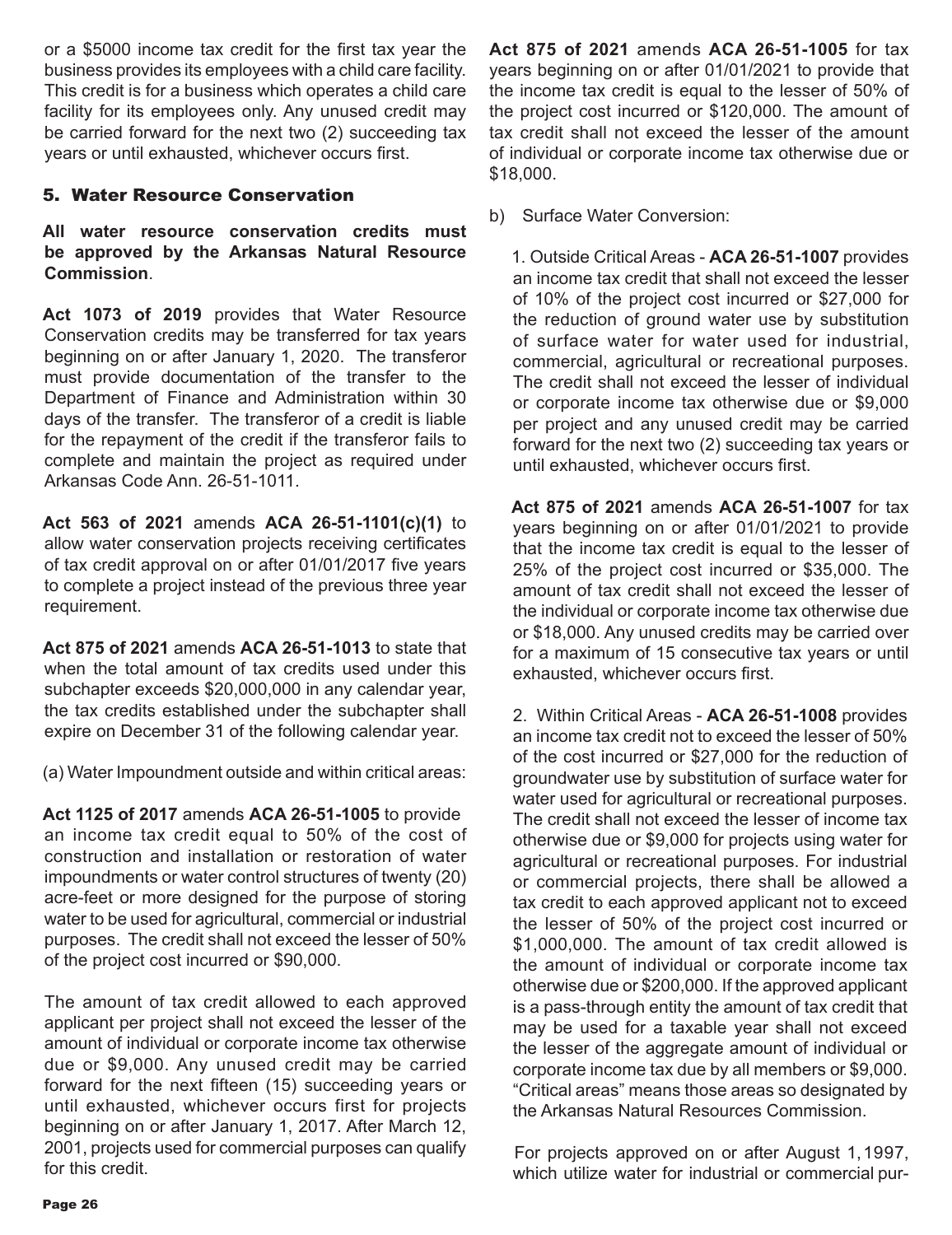or a $5000 income tax credit for the first tax year the business provides its employees with a child care facility. This credit is for a business which operates a child care facility for its employees only. Any unused credit may be carried forward for the next two (2) succeeding tax years or until exhausted, whichever occurs first.

## 5. Water Resource Conservation

**All water resource conservation credits must be approved by the Arkansas Natural Resource Commission**.

**Act 1073 of 2019** provides that Water Resource Conservation credits may be transferred for tax years beginning on or after January 1, 2020. The transferor must provide documentation of the transfer to the Department of Finance and Administration within 30 days of the transfer. The transferor of a credit is liable for the repayment of the credit if the transferor fails to complete and maintain the project as required under Arkansas Code Ann. 26-51-1011.

**Act 563 of 2021** amends **ACA 26-51-1101(c)(1)** to allow water conservation projects receiving certificates of tax credit approval on or after 01/01/2017 five years to complete a project instead of the previous three year requirement.

**Act 875 of 2021** amends **ACA 26-51-1013** to state that when the total amount of tax credits used under this subchapter exceeds $20,000,000 in any calendar year, the tax credits established under the subchapter shall expire on December 31 of the following calendar year.

(a) Water Impoundment outside and within critical areas:

**Act 1125 of 2017** amends **ACA 26-51-1005** to provide an income tax credit equal to 50% of the cost of construction and installation or restoration of water impoundments or water control structures of twenty (20) acre-feet or more designed for the purpose of storing water to be used for agricultural, commercial or industrial purposes. The credit shall not exceed the lesser of 50% of the project cost incurred or $90,000.

The amount of tax credit allowed to each approved applicant per project shall not exceed the lesser of the amount of individual or corporate income tax otherwise due or $9,000. Any unused credit may be carried forward for the next fifteen (15) succeeding years or until exhausted, whichever occurs first for projects beginning on or after January 1, 2017. After March 12, 2001, projects used for commercial purposes can qualify for this credit.

**Act 875 of 2021** amends **ACA 26-51-1005** for tax years beginning on or after 01/01/2021 to provide that the income tax credit is equal to the lesser of 50% of the project cost incurred or $120,000. The amount of tax credit shall not exceed the lesser of the amount of individual or corporate income tax otherwise due or $18,000.

b) Surface Water Conversion:

1. Outside Critical Areas - **ACA 26-51-1007** provides an income tax credit that shall not exceed the lesser of 10% of the project cost incurred or $27,000 for the reduction of ground water use by substitution of surface water for water used for industrial, commercial, agricultural or recreational purposes. The credit shall not exceed the lesser of individual or corporate income tax otherwise due or $9,000 per project and any unused credit may be carried forward for the next two (2) succeeding tax years or until exhausted, whichever occurs first.

**Act 875 of 2021** amends **ACA 26-51-1007** for tax years beginning on or after 01/01/2021 to provide that the income tax credit is equal to the lesser of 25% of the project cost incurred or $35,000. The amount of tax credit shall not exceed the lesser of the individual or corporate income tax otherwise due or $18,000. Any unused credits may be carried over for a maximum of 15 consecutive tax years or until exhausted, whichever occurs first.

2. Within Critical Areas - **ACA 26-51-1008** provides an income tax credit not to exceed the lesser of 50% of the cost incurred or $27,000 for the reduction of groundwater use by substitution of surface water for water used for agricultural or recreational purposes. The credit shall not exceed the lesser of income tax otherwise due or $9,000 for projects using water for agricultural or recreational purposes. For industrial or commercial projects, there shall be allowed a tax credit to each approved applicant not to exceed the lesser of 50% of the project cost incurred or $1,000,000. The amount of tax credit allowed is the amount of individual or corporate income tax otherwise due or $200,000. If the approved applicant is a pass-through entity the amount of tax credit that may be used for a taxable year shall not exceed the lesser of the aggregate amount of individual or corporate income tax due by all members or $9,000. "Critical areas" means those areas so designated by the Arkansas Natural Resources Commission.

For projects approved on or after August 1, 1997, which utilize water for industrial or commercial pur-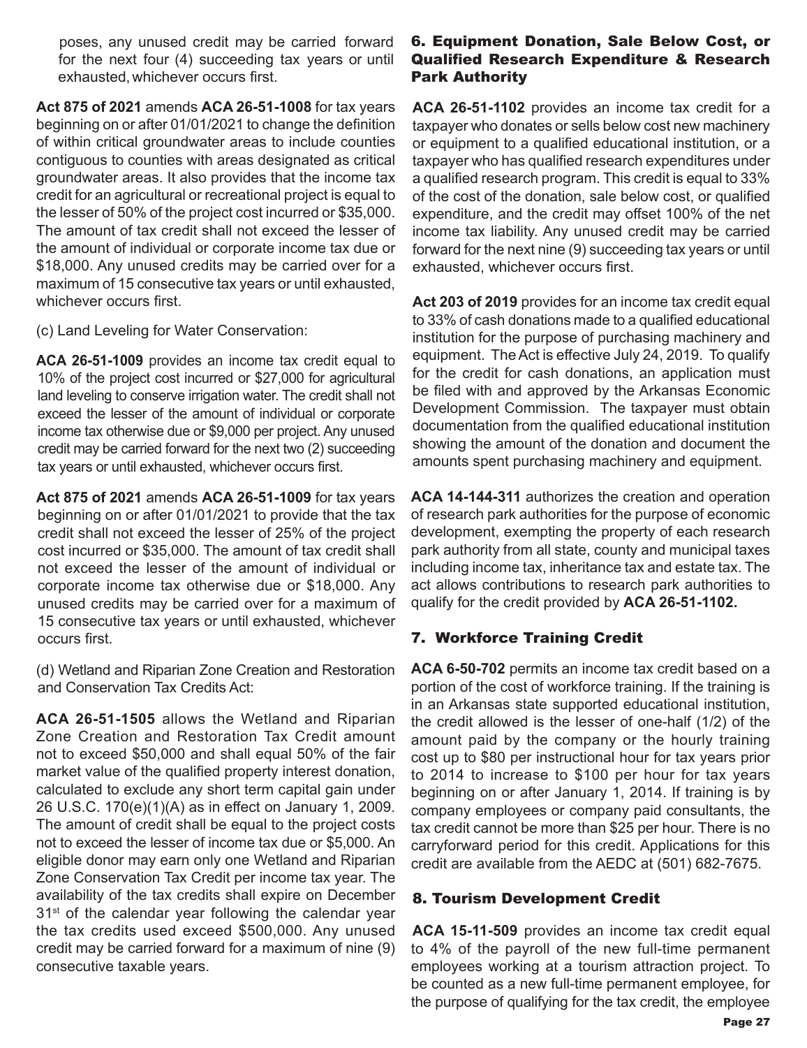poses, any unused credit may be carried forward for the next four (4) succeeding tax years or until exhausted, whichever occurs first.

**Act 875 of 2021** amends **ACA 26-51-1008** for tax years beginning on or after 01/01/2021 to change the definition of within critical groundwater areas to include counties contiguous to counties with areas designated as critical groundwater areas. It also provides that the income tax credit for an agricultural or recreational project is equal to the lesser of 50% of the project cost incurred or $35,000. The amount of tax credit shall not exceed the lesser of the amount of individual or corporate income tax due or $18,000. Any unused credits may be carried over for a maximum of 15 consecutive tax years or until exhausted, whichever occurs first.

(c) Land Leveling for Water Conservation:

**ACA 26-51-1009** provides an income tax credit equal to 10% of the project cost incurred or $27,000 for agricultural land leveling to conserve irrigation water. The credit shall not exceed the lesser of the amount of individual or corporate income tax otherwise due or $9,000 per project. Any unused credit may be carried forward for the next two (2) succeeding tax years or until exhausted, whichever occurs first.

**Act 875 of 2021** amends **ACA 26-51-1009** for tax years beginning on or after 01/01/2021 to provide that the tax credit shall not exceed the lesser of 25% of the project cost incurred or $35,000. The amount of tax credit shall not exceed the lesser of the amount of individual or corporate income tax otherwise due or $18,000. Any unused credits may be carried over for a maximum of 15 consecutive tax years or until exhausted, whichever occurs first.

(d) Wetland and Riparian Zone Creation and Restoration and Conservation Tax Credits Act:

**ACA 26-51-1505** allows the Wetland and Riparian Zone Creation and Restoration Tax Credit amount not to exceed $50,000 and shall equal 50% of the fair market value of the qualified property interest donation, calculated to exclude any short term capital gain under 26 U.S.C. 170(e)(1)(A) as in effect on January 1, 2009. The amount of credit shall be equal to the project costs not to exceed the lesser of income tax due or $5,000. An eligible donor may earn only one Wetland and Riparian Zone Conservation Tax Credit per income tax year. The availability of the tax credits shall expire on December 31st of the calendar year following the calendar year the tax credits used exceed $500,000. Any unused credit may be carried forward for a maximum of nine (9) consecutive taxable years.

## 6. Equipment Donation, Sale Below Cost, or Qualified Research Expenditure & Research Park Authority

**ACA 26-51-1102** provides an income tax credit for a taxpayer who donates or sells below cost new machinery or equipment to a qualified educational institution, or a taxpayer who has qualified research expenditures under a qualified research program. This credit is equal to 33% of the cost of the donation, sale below cost, or qualified expenditure, and the credit may offset 100% of the net income tax liability. Any unused credit may be carried forward for the next nine (9) succeeding tax years or until exhausted, whichever occurs first.

**Act 203 of 2019** provides for an income tax credit equal to 33% of cash donations made to a qualified educational institution for the purpose of purchasing machinery and equipment. The Act is effective July 24, 2019. To qualify for the credit for cash donations, an application must be filed with and approved by the Arkansas Economic Development Commission. The taxpayer must obtain documentation from the qualified educational institution showing the amount of the donation and document the amounts spent purchasing machinery and equipment.

**ACA 14-144-311** authorizes the creation and operation of research park authorities for the purpose of economic development, exempting the property of each research park authority from all state, county and municipal taxes including income tax, inheritance tax and estate tax. The act allows contributions to research park authorities to qualify for the credit provided by **ACA 26-51-1102.**

## 7. Workforce Training Credit

**ACA 6-50-702** permits an income tax credit based on a portion of the cost of workforce training. If the training is in an Arkansas state supported educational institution, the credit allowed is the lesser of one-half (1/2) of the amount paid by the company or the hourly training cost up to $80 per instructional hour for tax years prior to 2014 to increase to $100 per hour for tax years beginning on or after January 1, 2014. If training is by company employees or company paid consultants, the tax credit cannot be more than $25 per hour. There is no carryforward period for this credit. Applications for this credit are available from the AEDC at (501) 682-7675.

## 8. Tourism Development Credit

**ACA 15-11-509** provides an income tax credit equal to 4% of the payroll of the new full-time permanent employees working at a tourism attraction project. To be counted as a new full-time permanent employee, for the purpose of qualifying for the tax credit, the employee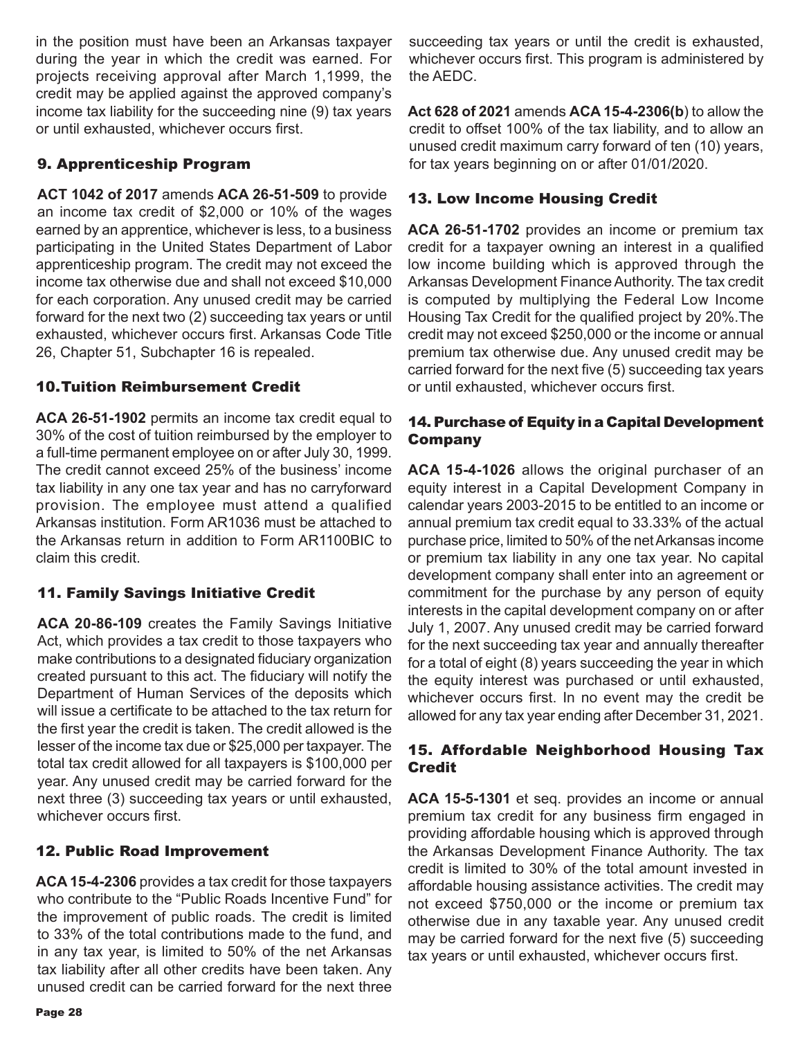in the position must have been an Arkansas taxpayer during the year in which the credit was earned. For projects receiving approval after March 1,1999, the credit may be applied against the approved company's income tax liability for the succeeding nine (9) tax years or until exhausted, whichever occurs first.

### 9. Apprenticeship Program

**ACT 1042 of 2017** amends **ACA 26-51-509** to provide an income tax credit of $2,000 or 10% of the wages earned by an apprentice, whichever is less, to a business participating in the United States Department of Labor apprenticeship program. The credit may not exceed the income tax otherwise due and shall not exceed $10,000 for each corporation. Any unused credit may be carried forward for the next two (2) succeeding tax years or until exhausted, whichever occurs first. Arkansas Code Title 26, Chapter 51, Subchapter 16 is repealed.

### 10. Tuition Reimbursement Credit

**ACA 26-51-1902** permits an income tax credit equal to 30% of the cost of tuition reimbursed by the employer to a full-time permanent employee on or after July 30, 1999. The credit cannot exceed 25% of the business' income tax liability in any one tax year and has no carryforward provision. The employee must attend a qualified Arkansas institution. Form AR1036 must be attached to the Arkansas return in addition to Form AR1100BIC to claim this credit.

### 11. Family Savings Initiative Credit

**ACA 20-86-109** creates the Family Savings Initiative Act, which provides a tax credit to those taxpayers who make contributions to a designated fiduciary organization created pursuant to this act. The fiduciary will notify the Department of Human Services of the deposits which will issue a certificate to be attached to the tax return for the first year the credit is taken. The credit allowed is the lesser of the income tax due or $25,000 per taxpayer. The total tax credit allowed for all taxpayers is $100,000 per year. Any unused credit may be carried forward for the next three (3) succeeding tax years or until exhausted, whichever occurs first.

### 12. Public Road Improvement

**ACA 15-4-2306** provides a tax credit for those taxpayers who contribute to the "Public Roads Incentive Fund" for the improvement of public roads. The credit is limited to 33% of the total contributions made to the fund, and in any tax year, is limited to 50% of the net Arkansas tax liability after all other credits have been taken. Any unused credit can be carried forward for the next three succeeding tax years or until the credit is exhausted, whichever occurs first. This program is administered by the AEDC.

**Act 628 of 2021** amends **ACA 15-4-2306(b**) to allow the credit to offset 100% of the tax liability, and to allow an unused credit maximum carry forward of ten (10) years, for tax years beginning on or after 01/01/2020.

### 13. Low Income Housing Credit

**ACA 26-51-1702** provides an income or premium tax credit for a taxpayer owning an interest in a qualified low income building which is approved through the Arkansas Development Finance Authority. The tax credit is computed by multiplying the Federal Low Income Housing Tax Credit for the qualified project by 20%.The credit may not exceed $250,000 or the income or annual premium tax otherwise due. Any unused credit may be carried forward for the next five (5) succeeding tax years or until exhausted, whichever occurs first.

### 14. Purchase of Equity in a Capital Development Company

**ACA 15-4-1026** allows the original purchaser of an equity interest in a Capital Development Company in calendar years 2003-2015 to be entitled to an income or annual premium tax credit equal to 33.33% of the actual purchase price, limited to 50% of the net Arkansas income or premium tax liability in any one tax year. No capital development company shall enter into an agreement or commitment for the purchase by any person of equity interests in the capital development company on or after July 1, 2007. Any unused credit may be carried forward for the next succeeding tax year and annually thereafter for a total of eight (8) years succeeding the year in which the equity interest was purchased or until exhausted, whichever occurs first. In no event may the credit be allowed for any tax year ending after December 31, 2021.

### 15. Affordable Neighborhood Housing Tax Credit

**ACA 15-5-1301** et seq. provides an income or annual premium tax credit for any business firm engaged in providing affordable housing which is approved through the Arkansas Development Finance Authority. The tax credit is limited to 30% of the total amount invested in affordable housing assistance activities. The credit may not exceed $750,000 or the income or premium tax otherwise due in any taxable year. Any unused credit may be carried forward for the next five (5) succeeding tax years or until exhausted, whichever occurs first.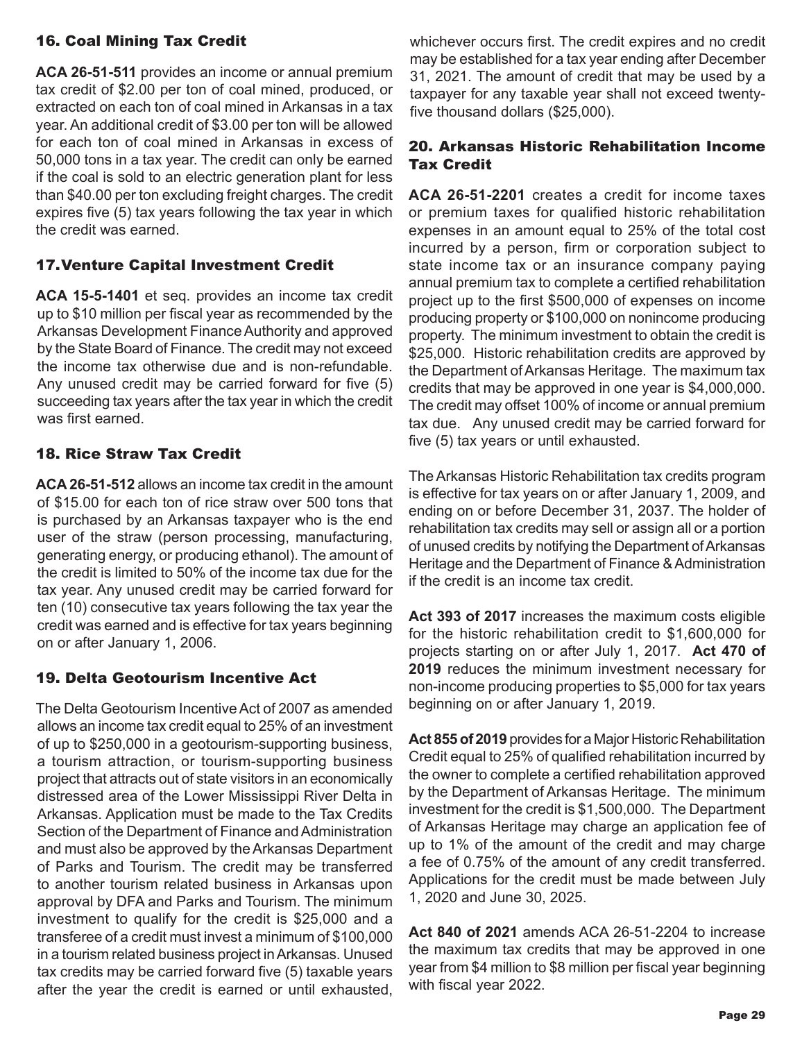### 16. Coal Mining Tax Credit

**ACA 26-51-511** provides an income or annual premium tax credit of $2.00 per ton of coal mined, produced, or extracted on each ton of coal mined in Arkansas in a tax year. An additional credit of $3.00 per ton will be allowed for each ton of coal mined in Arkansas in excess of 50,000 tons in a tax year. The credit can only be earned if the coal is sold to an electric generation plant for less than $40.00 per ton excluding freight charges. The credit expires five (5) tax years following the tax year in which the credit was earned.

### 17. Venture Capital Investment Credit

**ACA 15-5-1401** et seq. provides an income tax credit up to $10 million per fiscal year as recommended by the Arkansas Development Finance Authority and approved by the State Board of Finance. The credit may not exceed the income tax otherwise due and is non-refundable. Any unused credit may be carried forward for five (5) succeeding tax years after the tax year in which the credit was first earned.

### 18. Rice Straw Tax Credit

**ACA 26-51-512** allows an income tax credit in the amount of $15.00 for each ton of rice straw over 500 tons that is purchased by an Arkansas taxpayer who is the end user of the straw (person processing, manufacturing, generating energy, or producing ethanol). The amount of the credit is limited to 50% of the income tax due for the tax year. Any unused credit may be carried forward for ten (10) consecutive tax years following the tax year the credit was earned and is effective for tax years beginning on or after January 1, 2006.

### 19. Delta Geotourism Incentive Act

The Delta Geotourism Incentive Act of 2007 as amended allows an income tax credit equal to 25% of an investment of up to $250,000 in a geotourism-supporting business, a tourism attraction, or tourism-supporting business project that attracts out of state visitors in an economically distressed area of the Lower Mississippi River Delta in Arkansas. Application must be made to the Tax Credits Section of the Department of Finance and Administration and must also be approved by the Arkansas Department of Parks and Tourism. The credit may be transferred to another tourism related business in Arkansas upon approval by DFA and Parks and Tourism. The minimum investment to qualify for the credit is $25,000 and a transferee of a credit must invest a minimum of $100,000 in a tourism related business project in Arkansas. Unused tax credits may be carried forward five (5) taxable years after the year the credit is earned or until exhausted, whichever occurs first. The credit expires and no credit may be established for a tax year ending after December 31, 2021. The amount of credit that may be used by a taxpayer for any taxable year shall not exceed twenty-five thousand dollars ($25,000).

### 20. Arkansas Historic Rehabilitation Income Tax Credit

**ACA 26-51-2201** creates a credit for income taxes or premium taxes for qualified historic rehabilitation expenses in an amount equal to 25% of the total cost incurred by a person, firm or corporation subject to state income tax or an insurance company paying annual premium tax to complete a certified rehabilitation project up to the first $500,000 of expenses on income producing property or $100,000 on nonincome producing property. The minimum investment to obtain the credit is $25,000. Historic rehabilitation credits are approved by the Department of Arkansas Heritage. The maximum tax credits that may be approved in one year is $4,000,000. The credit may offset 100% of income or annual premium tax due. Any unused credit may be carried forward for five (5) tax years or until exhausted.

The Arkansas Historic Rehabilitation tax credits program is effective for tax years on or after January 1, 2009, and ending on or before December 31, 2037. The holder of rehabilitation tax credits may sell or assign all or a portion of unused credits by notifying the Department of Arkansas Heritage and the Department of Finance & Administration if the credit is an income tax credit.

**Act 393 of 2017** increases the maximum costs eligible for the historic rehabilitation credit to $1,600,000 for projects starting on or after July 1, 2017. **Act 470 of 2019** reduces the minimum investment necessary for non-income producing properties to $5,000 for tax years beginning on or after January 1, 2019.

**Act 855 of 2019** provides for a Major Historic Rehabilitation Credit equal to 25% of qualified rehabilitation incurred by the owner to complete a certified rehabilitation approved by the Department of Arkansas Heritage. The minimum investment for the credit is $1,500,000. The Department of Arkansas Heritage may charge an application fee of up to 1% of the amount of the credit and may charge a fee of 0.75% of the amount of any credit transferred. Applications for the credit must be made between July 1, 2020 and June 30, 2025.

**Act 840 of 2021** amends ACA 26-51-2204 to increase the maximum tax credits that may be approved in one year from $4 million to $8 million per fiscal year beginning with fiscal year 2022.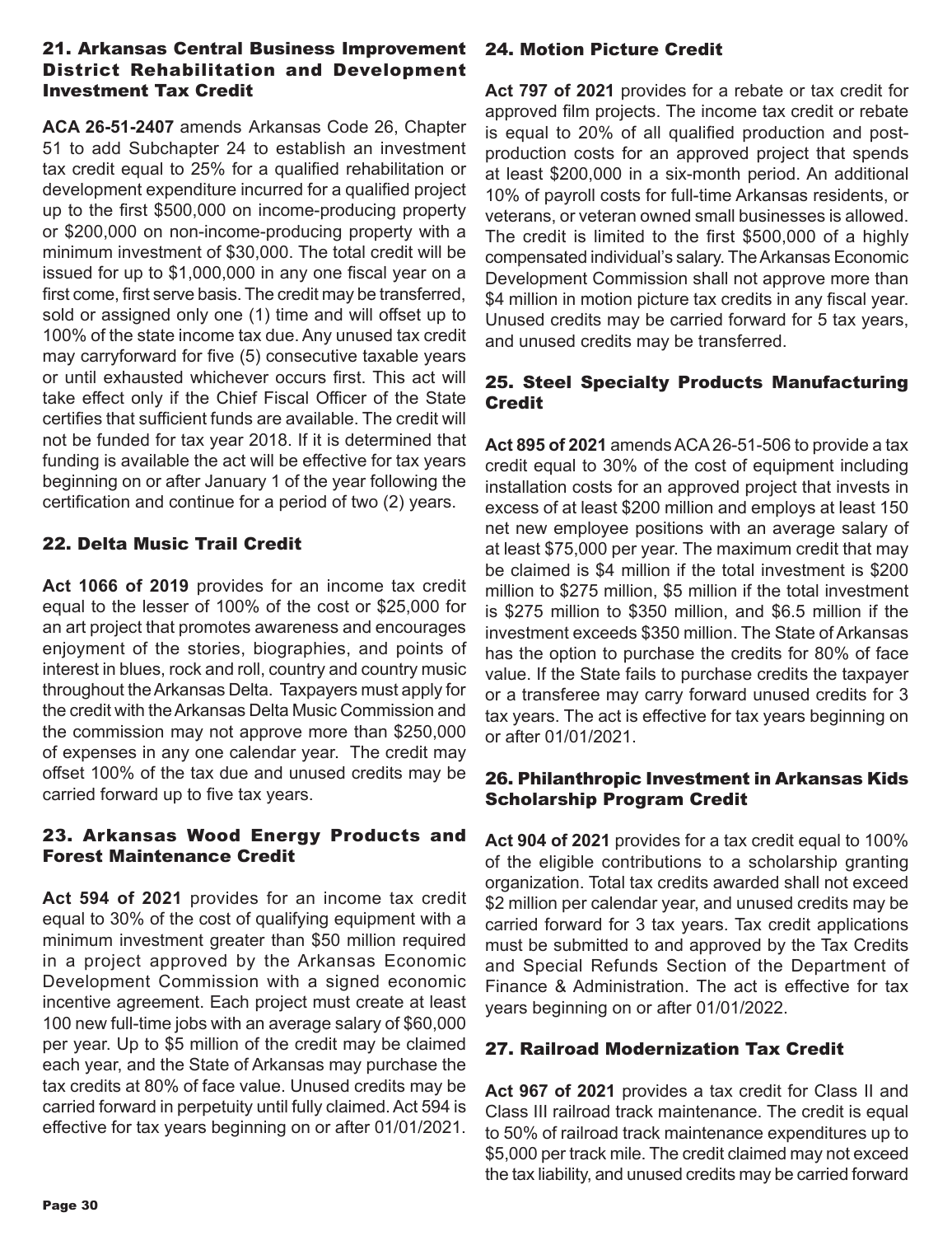## 21. Arkansas Central Business Improvement District Rehabilitation and Development Investment Tax Credit

**ACA 26-51-2407** amends Arkansas Code 26, Chapter 51 to add Subchapter 24 to establish an investment tax credit equal to 25% for a qualified rehabilitation or development expenditure incurred for a qualified project up to the first $500,000 on income-producing property or $200,000 on non-income-producing property with a minimum investment of $30,000. The total credit will be issued for up to $1,000,000 in any one fiscal year on a first come, first serve basis. The credit may be transferred, sold or assigned only one (1) time and will offset up to 100% of the state income tax due. Any unused tax credit may carryforward for five (5) consecutive taxable years or until exhausted whichever occurs first. This act will take effect only if the Chief Fiscal Officer of the State certifies that sufficient funds are available. The credit will not be funded for tax year 2018. If it is determined that funding is available the act will be effective for tax years beginning on or after January 1 of the year following the certification and continue for a period of two (2) years.

## 22. Delta Music Trail Credit

**Act 1066 of 2019** provides for an income tax credit equal to the lesser of 100% of the cost or $25,000 for an art project that promotes awareness and encourages enjoyment of the stories, biographies, and points of interest in blues, rock and roll, country and country music throughout the Arkansas Delta. Taxpayers must apply for the credit with the Arkansas Delta Music Commission and the commission may not approve more than $250,000 of expenses in any one calendar year. The credit may offset 100% of the tax due and unused credits may be carried forward up to five tax years.

## 23. Arkansas Wood Energy Products and Forest Maintenance Credit

**Act 594 of 2021** provides for an income tax credit equal to 30% of the cost of qualifying equipment with a minimum investment greater than $50 million required in a project approved by the Arkansas Economic Development Commission with a signed economic incentive agreement. Each project must create at least 100 new full-time jobs with an average salary of $60,000 per year. Up to $5 million of the credit may be claimed each year, and the State of Arkansas may purchase the tax credits at 80% of face value. Unused credits may be carried forward in perpetuity until fully claimed. Act 594 is effective for tax years beginning on or after 01/01/2021.

## 24. Motion Picture Credit

**Act 797 of 2021** provides for a rebate or tax credit for approved film projects. The income tax credit or rebate is equal to 20% of all qualified production and post-production costs for an approved project that spends at least $200,000 in a six-month period. An additional 10% of payroll costs for full-time Arkansas residents, or veterans, or veteran owned small businesses is allowed. The credit is limited to the first $500,000 of a highly compensated individual's salary. The Arkansas Economic Development Commission shall not approve more than $4 million in motion picture tax credits in any fiscal year. Unused credits may be carried forward for 5 tax years, and unused credits may be transferred.

## 25. Steel Specialty Products Manufacturing Credit

**Act 895 of 2021** amends ACA 26-51-506 to provide a tax credit equal to 30% of the cost of equipment including installation costs for an approved project that invests in excess of at least $200 million and employs at least 150 net new employee positions with an average salary of at least $75,000 per year. The maximum credit that may be claimed is $4 million if the total investment is $200 million to $275 million, $5 million if the total investment is $275 million to $350 million, and $6.5 million if the investment exceeds $350 million. The State of Arkansas has the option to purchase the credits for 80% of face value. If the State fails to purchase credits the taxpayer or a transferee may carry forward unused credits for 3 tax years. The act is effective for tax years beginning on or after 01/01/2021.

## 26. Philanthropic Investment in Arkansas Kids Scholarship Program Credit

**Act 904 of 2021** provides for a tax credit equal to 100% of the eligible contributions to a scholarship granting organization. Total tax credits awarded shall not exceed $2 million per calendar year, and unused credits may be carried forward for 3 tax years. Tax credit applications must be submitted to and approved by the Tax Credits and Special Refunds Section of the Department of Finance & Administration. The act is effective for tax years beginning on or after 01/01/2022.

## 27. Railroad Modernization Tax Credit

**Act 967 of 2021** provides a tax credit for Class II and Class III railroad track maintenance. The credit is equal to 50% of railroad track maintenance expenditures up to $5,000 per track mile. The credit claimed may not exceed the tax liability, and unused credits may be carried forward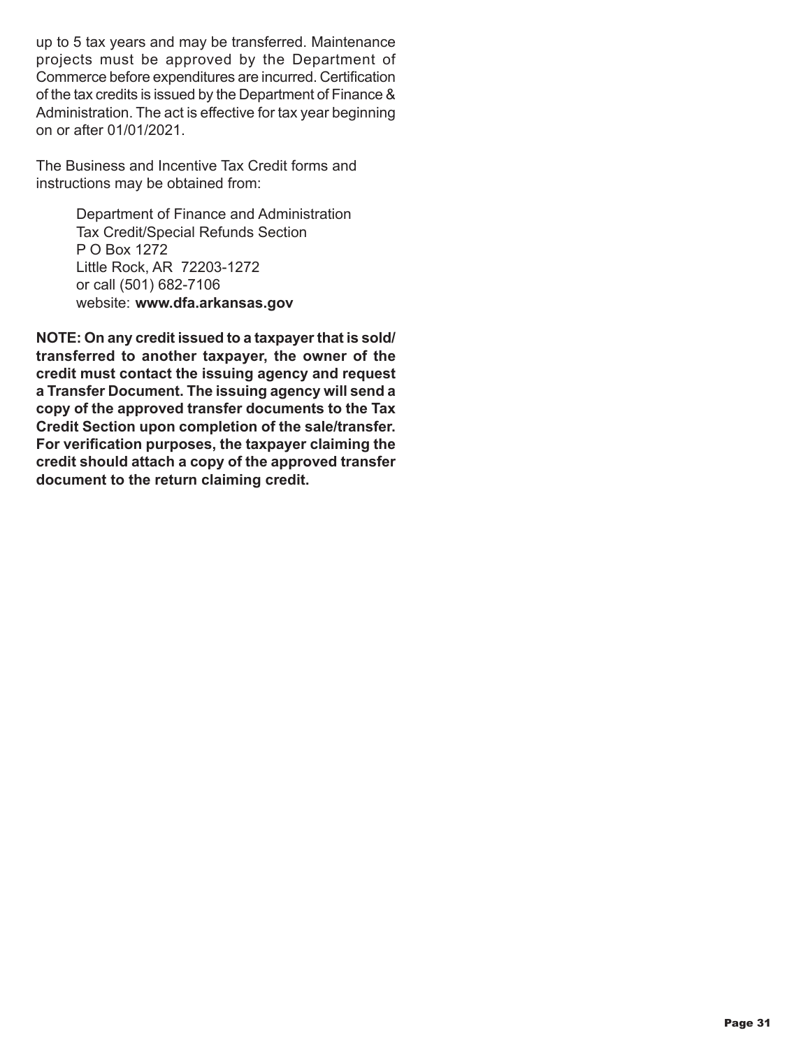up to 5 tax years and may be transferred. Maintenance projects must be approved by the Department of Commerce before expenditures are incurred. Certification of the tax credits is issued by the Department of Finance & Administration. The act is effective for tax year beginning on or after 01/01/2021.

The Business and Incentive Tax Credit forms and instructions may be obtained from:

> Department of Finance and Administration
> Tax Credit/Special Refunds Section
> P O Box 1272
> Little Rock, AR 72203-1272
> or call (501) 682-7106
> website: **www.dfa.arkansas.gov**

**NOTE: On any credit issued to a taxpayer that is sold/transferred to another taxpayer, the owner of the credit must contact the issuing agency and request a Transfer Document. The issuing agency will send a copy of the approved transfer documents to the Tax Credit Section upon completion of the sale/transfer. For verification purposes, the taxpayer claiming the credit should attach a copy of the approved transfer document to the return claiming credit.**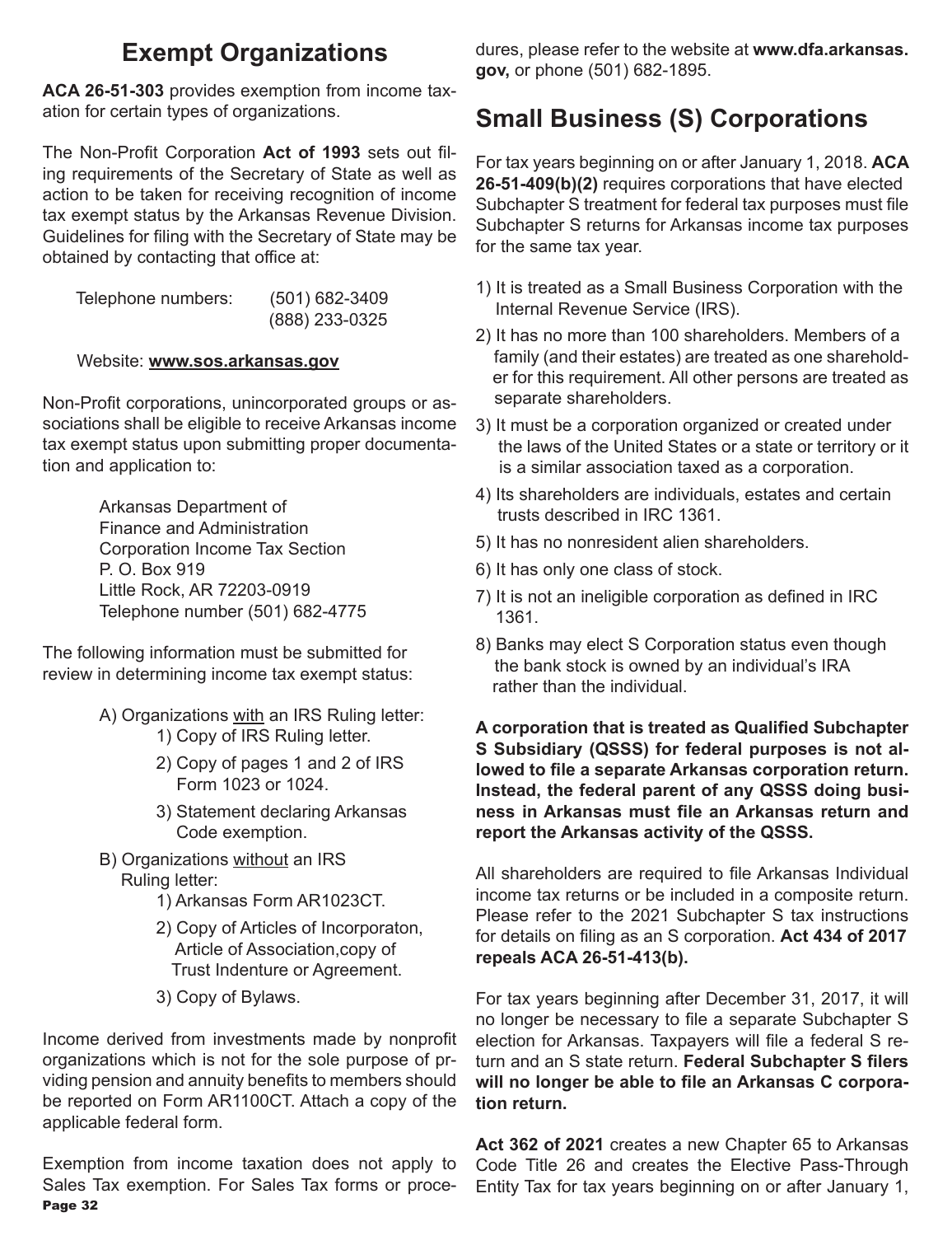## Exempt Organizations

**ACA 26-51-303** provides exemption from income taxation for certain types of organizations.

The Non-Profit Corporation **Act of 1993** sets out filing requirements of the Secretary of State as well as action to be taken for receiving recognition of income tax exempt status by the Arkansas Revenue Division. Guidelines for filing with the Secretary of State may be obtained by contacting that office at:

Telephone numbers: (501) 682-3409
(888) 233-0325

Website: **www.sos.arkansas.gov**

Non-Profit corporations, unincorporated groups or associations shall be eligible to receive Arkansas income tax exempt status upon submitting proper documentation and application to:

Arkansas Department of
Finance and Administration
Corporation Income Tax Section
P. O. Box 919
Little Rock, AR 72203-0919
Telephone number (501) 682-4775

The following information must be submitted for review in determining income tax exempt status:

A) Organizations with an IRS Ruling letter:
   1) Copy of IRS Ruling letter.
   2) Copy of pages 1 and 2 of IRS Form 1023 or 1024.
   3) Statement declaring Arkansas Code exemption.

B) Organizations without an IRS Ruling letter:
   1) Arkansas Form AR1023CT.
   2) Copy of Articles of Incorporaton, Article of Association,copy of Trust Indenture or Agreement.
   3) Copy of Bylaws.

Income derived from investments made by nonprofit organizations which is not for the sole purpose of prviding pension and annuity benefits to members should be reported on Form AR1100CT. Attach a copy of the applicable federal form.

Exemption from income taxation does not apply to Sales Tax exemption. For Sales Tax forms or procedures, please refer to the website at **www.dfa.arkansas.gov,** or phone (501) 682-1895.

## Small Business (S) Corporations

For tax years beginning on or after January 1, 2018. **ACA 26-51-409(b)(2)** requires corporations that have elected Subchapter S treatment for federal tax purposes must file Subchapter S returns for Arkansas income tax purposes for the same tax year.

1) It is treated as a Small Business Corporation with the Internal Revenue Service (IRS).
2) It has no more than 100 shareholders. Members of a family (and their estates) are treated as one shareholder for this requirement. All other persons are treated as separate shareholders.
3) It must be a corporation organized or created under the laws of the United States or a state or territory or it is a similar association taxed as a corporation.
4) Its shareholders are individuals, estates and certain trusts described in IRC 1361.
5) It has no nonresident alien shareholders.
6) It has only one class of stock.
7) It is not an ineligible corporation as defined in IRC 1361.
8) Banks may elect S Corporation status even though the bank stock is owned by an individual's IRA rather than the individual.

**A corporation that is treated as Qualified Subchapter S Subsidiary (QSSS) for federal purposes is not allowed to file a separate Arkansas corporation return. Instead, the federal parent of any QSSS doing business in Arkansas must file an Arkansas return and report the Arkansas activity of the QSSS.**

All shareholders are required to file Arkansas Individual income tax returns or be included in a composite return. Please refer to the 2021 Subchapter S tax instructions for details on filing as an S corporation. **Act 434 of 2017 repeals ACA 26-51-413(b).**

For tax years beginning after December 31, 2017, it will no longer be necessary to file a separate Subchapter S election for Arkansas. Taxpayers will file a federal S return and an S state return. **Federal Subchapter S filers will no longer be able to file an Arkansas C corporation return.**

**Act 362 of 2021** creates a new Chapter 65 to Arkansas Code Title 26 and creates the Elective Pass-Through Entity Tax for tax years beginning on or after January 1,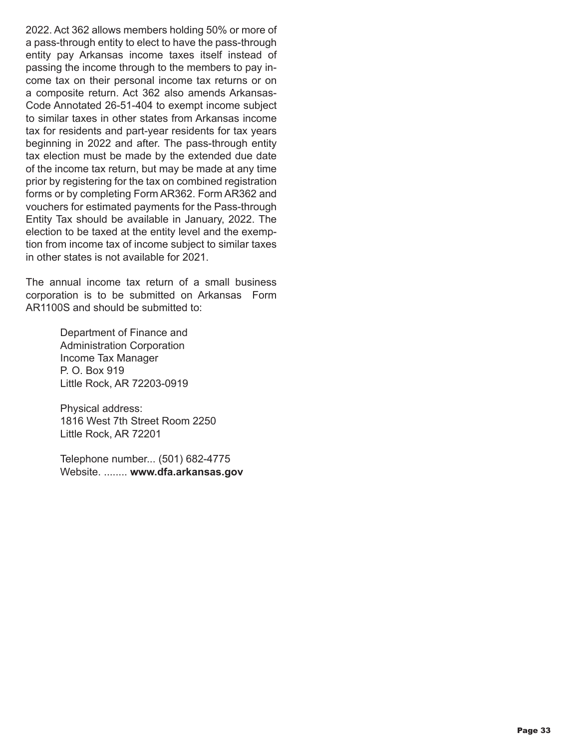2022. Act 362 allows members holding 50% or more of a pass-through entity to elect to have the pass-through entity pay Arkansas income taxes itself instead of passing the income through to the members to pay income tax on their personal income tax returns or on a composite return. Act 362 also amends Arkansas-Code Annotated 26-51-404 to exempt income subject to similar taxes in other states from Arkansas income tax for residents and part-year residents for tax years beginning in 2022 and after. The pass-through entity tax election must be made by the extended due date of the income tax return, but may be made at any time prior by registering for the tax on combined registration forms or by completing Form AR362. Form AR362 and vouchers for estimated payments for the Pass-through Entity Tax should be available in January, 2022. The election to be taxed at the entity level and the exemption from income tax of income subject to similar taxes in other states is not available for 2021.

The annual income tax return of a small business corporation is to be submitted on Arkansas Form AR1100S and should be submitted to:

Department of Finance and
Administration Corporation
Income Tax Manager
P. O. Box 919
Little Rock, AR 72203-0919

Physical address:
1816 West 7th Street Room 2250
Little Rock, AR 72201

Telephone number... (501) 682-4775
Website. ........ **www.dfa.arkansas.gov**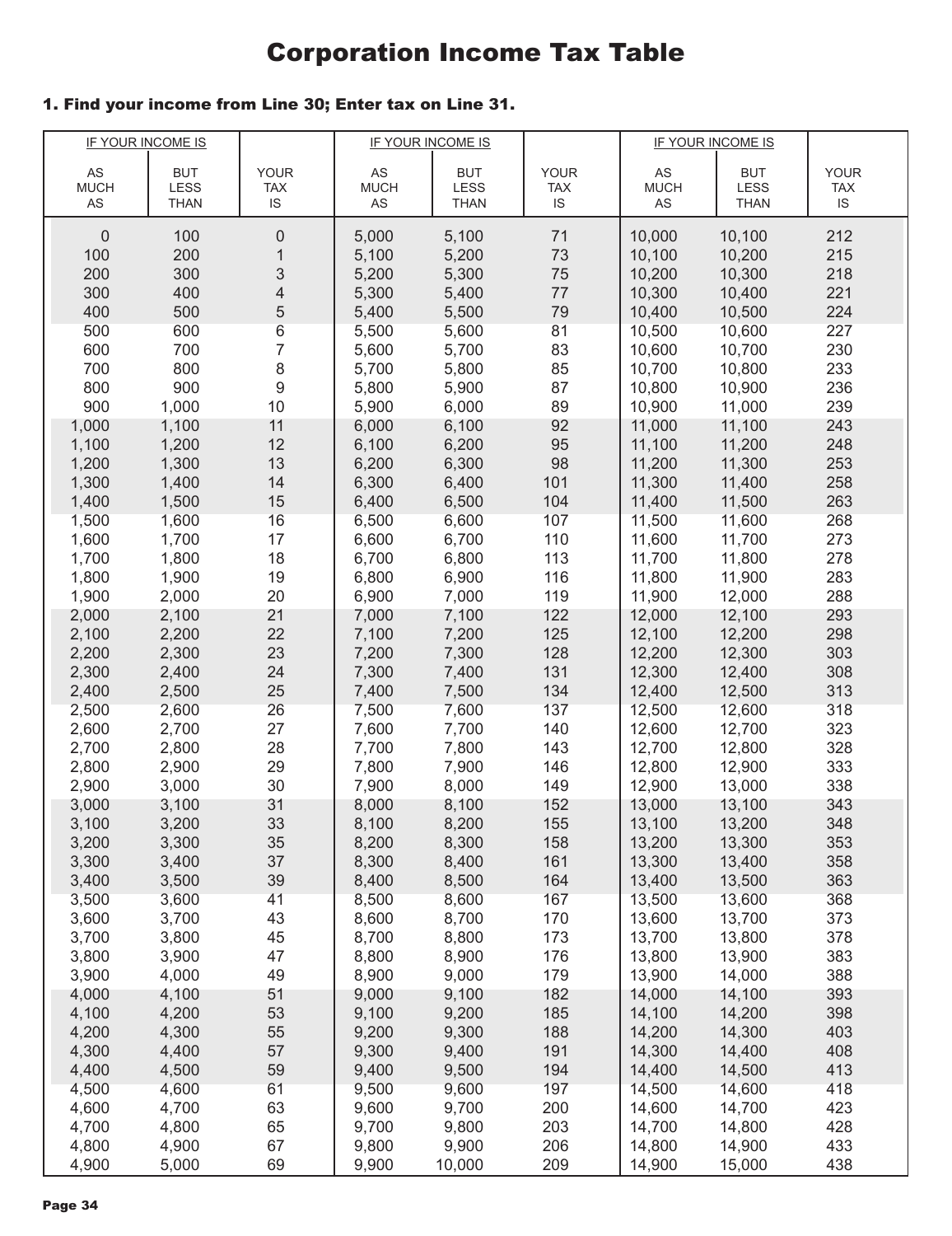# Corporation Income Tax Table

### 1. Find your income from Line 30; Enter tax on Line 31.

| IF YOUR INCOME IS | | | IF YOUR INCOME IS | | | IF YOUR INCOME IS | | |
|---|---|---|---|---|---|---|---|---|
| AS MUCH AS | BUT LESS THAN | YOUR TAX IS | AS MUCH AS | BUT LESS THAN | YOUR TAX IS | AS MUCH AS | BUT LESS THAN | YOUR TAX IS |
| 0 | 100 | 0 | 5,000 | 5,100 | 71 | 10,000 | 10,100 | 212 |
| 100 | 200 | 1 | 5,100 | 5,200 | 73 | 10,100 | 10,200 | 215 |
| 200 | 300 | 3 | 5,200 | 5,300 | 75 | 10,200 | 10,300 | 218 |
| 300 | 400 | 4 | 5,300 | 5,400 | 77 | 10,300 | 10,400 | 221 |
| 400 | 500 | 5 | 5,400 | 5,500 | 79 | 10,400 | 10,500 | 224 |
| 500 | 600 | 6 | 5,500 | 5,600 | 81 | 10,500 | 10,600 | 227 |
| 600 | 700 | 7 | 5,600 | 5,700 | 83 | 10,600 | 10,700 | 230 |
| 700 | 800 | 8 | 5,700 | 5,800 | 85 | 10,700 | 10,800 | 233 |
| 800 | 900 | 9 | 5,800 | 5,900 | 87 | 10,800 | 10,900 | 236 |
| 900 | 1,000 | 10 | 5,900 | 6,000 | 89 | 10,900 | 11,000 | 239 |
| 1,000 | 1,100 | 11 | 6,000 | 6,100 | 92 | 11,000 | 11,100 | 243 |
| 1,100 | 1,200 | 12 | 6,100 | 6,200 | 95 | 11,100 | 11,200 | 248 |
| 1,200 | 1,300 | 13 | 6,200 | 6,300 | 98 | 11,200 | 11,300 | 253 |
| 1,300 | 1,400 | 14 | 6,300 | 6,400 | 101 | 11,300 | 11,400 | 258 |
| 1,400 | 1,500 | 15 | 6,400 | 6,500 | 104 | 11,400 | 11,500 | 263 |
| 1,500 | 1,600 | 16 | 6,500 | 6,600 | 107 | 11,500 | 11,600 | 268 |
| 1,600 | 1,700 | 17 | 6,600 | 6,700 | 110 | 11,600 | 11,700 | 273 |
| 1,700 | 1,800 | 18 | 6,700 | 6,800 | 113 | 11,700 | 11,800 | 278 |
| 1,800 | 1,900 | 19 | 6,800 | 6,900 | 116 | 11,800 | 11,900 | 283 |
| 1,900 | 2,000 | 20 | 6,900 | 7,000 | 119 | 11,900 | 12,000 | 288 |
| 2,000 | 2,100 | 21 | 7,000 | 7,100 | 122 | 12,000 | 12,100 | 293 |
| 2,100 | 2,200 | 22 | 7,100 | 7,200 | 125 | 12,100 | 12,200 | 298 |
| 2,200 | 2,300 | 23 | 7,200 | 7,300 | 128 | 12,200 | 12,300 | 303 |
| 2,300 | 2,400 | 24 | 7,300 | 7,400 | 131 | 12,300 | 12,400 | 308 |
| 2,400 | 2,500 | 25 | 7,400 | 7,500 | 134 | 12,400 | 12,500 | 313 |
| 2,500 | 2,600 | 26 | 7,500 | 7,600 | 137 | 12,500 | 12,600 | 318 |
| 2,600 | 2,700 | 27 | 7,600 | 7,700 | 140 | 12,600 | 12,700 | 323 |
| 2,700 | 2,800 | 28 | 7,700 | 7,800 | 143 | 12,700 | 12,800 | 328 |
| 2,800 | 2,900 | 29 | 7,800 | 7,900 | 146 | 12,800 | 12,900 | 333 |
| 2,900 | 3,000 | 30 | 7,900 | 8,000 | 149 | 12,900 | 13,000 | 338 |
| 3,000 | 3,100 | 31 | 8,000 | 8,100 | 152 | 13,000 | 13,100 | 343 |
| 3,100 | 3,200 | 33 | 8,100 | 8,200 | 155 | 13,100 | 13,200 | 348 |
| 3,200 | 3,300 | 35 | 8,200 | 8,300 | 158 | 13,200 | 13,300 | 353 |
| 3,300 | 3,400 | 37 | 8,300 | 8,400 | 161 | 13,300 | 13,400 | 358 |
| 3,400 | 3,500 | 39 | 8,400 | 8,500 | 164 | 13,400 | 13,500 | 363 |
| 3,500 | 3,600 | 41 | 8,500 | 8,600 | 167 | 13,500 | 13,600 | 368 |
| 3,600 | 3,700 | 43 | 8,600 | 8,700 | 170 | 13,600 | 13,700 | 373 |
| 3,700 | 3,800 | 45 | 8,700 | 8,800 | 173 | 13,700 | 13,800 | 378 |
| 3,800 | 3,900 | 47 | 8,800 | 8,900 | 176 | 13,800 | 13,900 | 383 |
| 3,900 | 4,000 | 49 | 8,900 | 9,000 | 179 | 13,900 | 14,000 | 388 |
| 4,000 | 4,100 | 51 | 9,000 | 9,100 | 182 | 14,000 | 14,100 | 393 |
| 4,100 | 4,200 | 53 | 9,100 | 9,200 | 185 | 14,100 | 14,200 | 398 |
| 4,200 | 4,300 | 55 | 9,200 | 9,300 | 188 | 14,200 | 14,300 | 403 |
| 4,300 | 4,400 | 57 | 9,300 | 9,400 | 191 | 14,300 | 14,400 | 408 |
| 4,400 | 4,500 | 59 | 9,400 | 9,500 | 194 | 14,400 | 14,500 | 413 |
| 4,500 | 4,600 | 61 | 9,500 | 9,600 | 197 | 14,500 | 14,600 | 418 |
| 4,600 | 4,700 | 63 | 9,600 | 9,700 | 200 | 14,600 | 14,700 | 423 |
| 4,700 | 4,800 | 65 | 9,700 | 9,800 | 203 | 14,700 | 14,800 | 428 |
| 4,800 | 4,900 | 67 | 9,800 | 9,900 | 206 | 14,800 | 14,900 | 433 |
| 4,900 | 5,000 | 69 | 9,900 | 10,000 | 209 | 14,900 | 15,000 | 438 |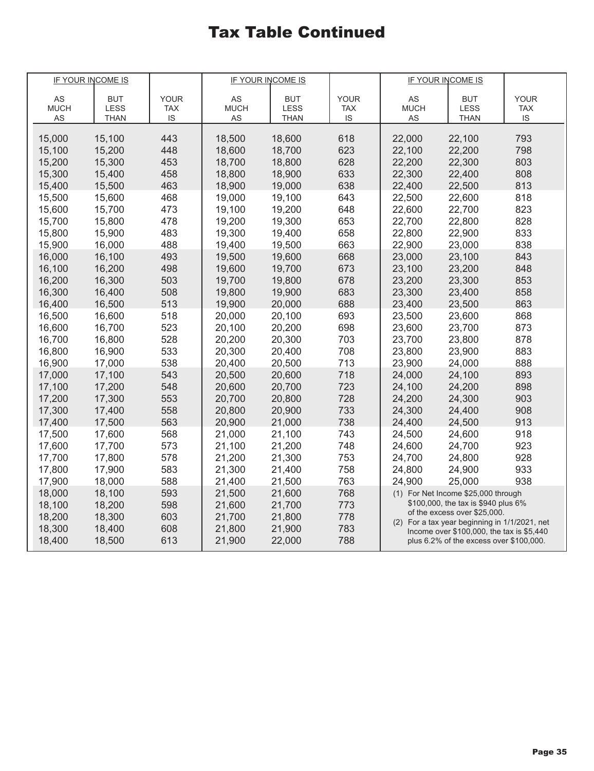# Tax Table Continued

| IF YOUR INCOME IS | | | IF YOUR INCOME IS | | | IF YOUR INCOME IS | | |
|---|---|---|---|---|---|---|---|---|
| AS MUCH AS | BUT LESS THAN | YOUR TAX IS | AS MUCH AS | BUT LESS THAN | YOUR TAX IS | AS MUCH AS | BUT LESS THAN | YOUR TAX IS |
| 15,000 | 15,100 | 443 | 18,500 | 18,600 | 618 | 22,000 | 22,100 | 793 |
| 15,100 | 15,200 | 448 | 18,600 | 18,700 | 623 | 22,100 | 22,200 | 798 |
| 15,200 | 15,300 | 453 | 18,700 | 18,800 | 628 | 22,200 | 22,300 | 803 |
| 15,300 | 15,400 | 458 | 18,800 | 18,900 | 633 | 22,300 | 22,400 | 808 |
| 15,400 | 15,500 | 463 | 18,900 | 19,000 | 638 | 22,400 | 22,500 | 813 |
| 15,500 | 15,600 | 468 | 19,000 | 19,100 | 643 | 22,500 | 22,600 | 818 |
| 15,600 | 15,700 | 473 | 19,100 | 19,200 | 648 | 22,600 | 22,700 | 823 |
| 15,700 | 15,800 | 478 | 19,200 | 19,300 | 653 | 22,700 | 22,800 | 828 |
| 15,800 | 15,900 | 483 | 19,300 | 19,400 | 658 | 22,800 | 22,900 | 833 |
| 15,900 | 16,000 | 488 | 19,400 | 19,500 | 663 | 22,900 | 23,000 | 838 |
| 16,000 | 16,100 | 493 | 19,500 | 19,600 | 668 | 23,000 | 23,100 | 843 |
| 16,100 | 16,200 | 498 | 19,600 | 19,700 | 673 | 23,100 | 23,200 | 848 |
| 16,200 | 16,300 | 503 | 19,700 | 19,800 | 678 | 23,200 | 23,300 | 853 |
| 16,300 | 16,400 | 508 | 19,800 | 19,900 | 683 | 23,300 | 23,400 | 858 |
| 16,400 | 16,500 | 513 | 19,900 | 20,000 | 688 | 23,400 | 23,500 | 863 |
| 16,500 | 16,600 | 518 | 20,000 | 20,100 | 693 | 23,500 | 23,600 | 868 |
| 16,600 | 16,700 | 523 | 20,100 | 20,200 | 698 | 23,600 | 23,700 | 873 |
| 16,700 | 16,800 | 528 | 20,200 | 20,300 | 703 | 23,700 | 23,800 | 878 |
| 16,800 | 16,900 | 533 | 20,300 | 20,400 | 708 | 23,800 | 23,900 | 883 |
| 16,900 | 17,000 | 538 | 20,400 | 20,500 | 713 | 23,900 | 24,000 | 888 |
| 17,000 | 17,100 | 543 | 20,500 | 20,600 | 718 | 24,000 | 24,100 | 893 |
| 17,100 | 17,200 | 548 | 20,600 | 20,700 | 723 | 24,100 | 24,200 | 898 |
| 17,200 | 17,300 | 553 | 20,700 | 20,800 | 728 | 24,200 | 24,300 | 903 |
| 17,300 | 17,400 | 558 | 20,800 | 20,900 | 733 | 24,300 | 24,400 | 908 |
| 17,400 | 17,500 | 563 | 20,900 | 21,000 | 738 | 24,400 | 24,500 | 913 |
| 17,500 | 17,600 | 568 | 21,000 | 21,100 | 743 | 24,500 | 24,600 | 918 |
| 17,600 | 17,700 | 573 | 21,100 | 21,200 | 748 | 24,600 | 24,700 | 923 |
| 17,700 | 17,800 | 578 | 21,200 | 21,300 | 753 | 24,700 | 24,800 | 928 |
| 17,800 | 17,900 | 583 | 21,300 | 21,400 | 758 | 24,800 | 24,900 | 933 |
| 17,900 | 18,000 | 588 | 21,400 | 21,500 | 763 | 24,900 | 25,000 | 938 |
| 18,000 | 18,100 | 593 | 21,500 | 21,600 | 768 | | | |
| 18,100 | 18,200 | 598 | 21,600 | 21,700 | 773 | | | |
| 18,200 | 18,300 | 603 | 21,700 | 21,800 | 778 | | | |
| 18,300 | 18,400 | 608 | 21,800 | 21,900 | 783 | | | |
| 18,400 | 18,500 | 613 | 21,900 | 22,000 | 788 | | | |

(1) For Net Income $25,000 through $100,000, the tax is $940 plus 6% of the excess over $25,000.

(2) For a tax year beginning in 1/1/2021, net Income over $100,000, the tax is $5,440 plus 6.2% of the excess over $100,000.